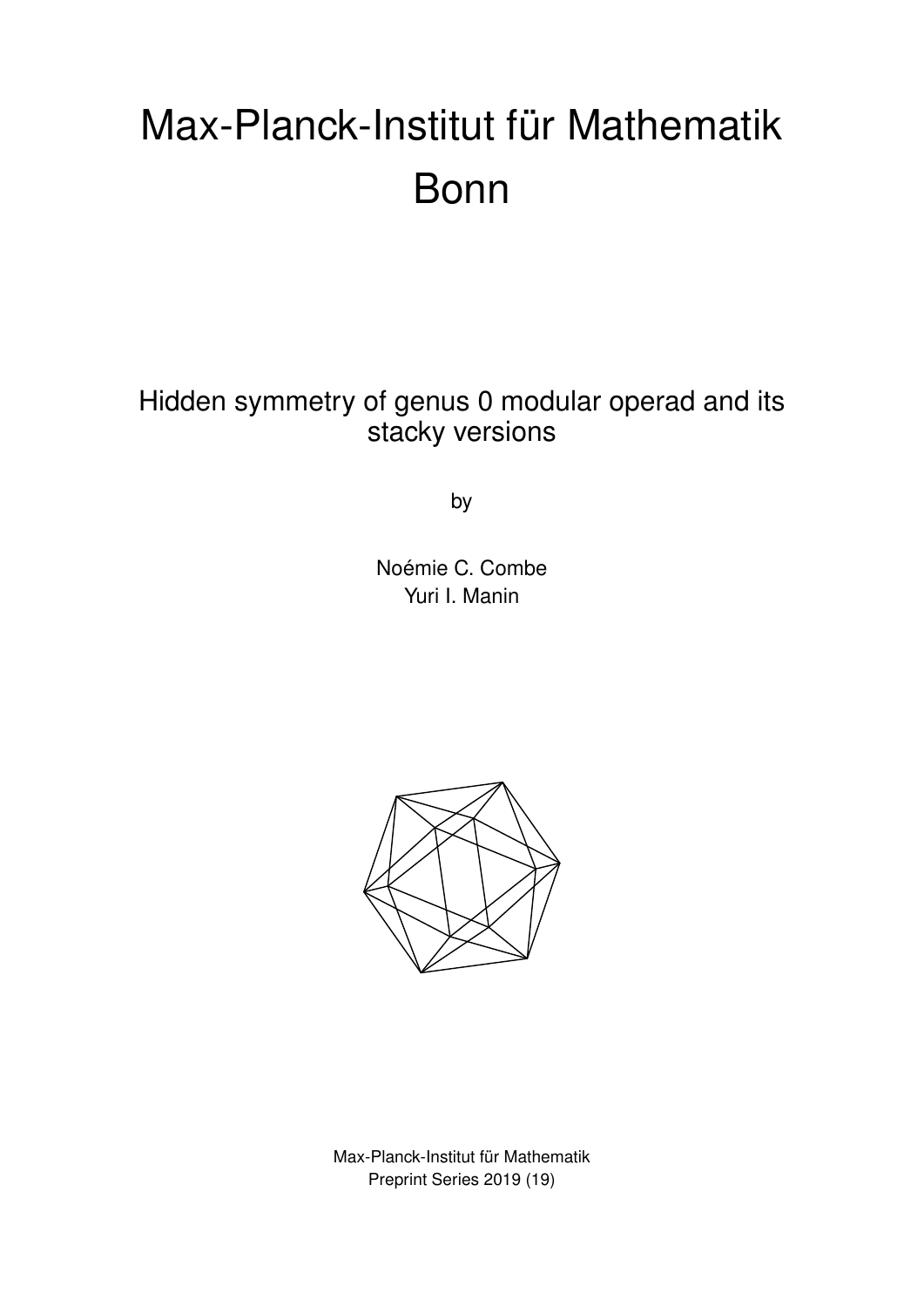# Max-Planck-Institut für Mathematik Bonn

## Hidden symmetry of genus 0 modular operad and its stacky versions

by

Noémie C. Combe
Yuri I. Manin

Max-Planck-Institut für Mathematik
Preprint Series 2019 (19)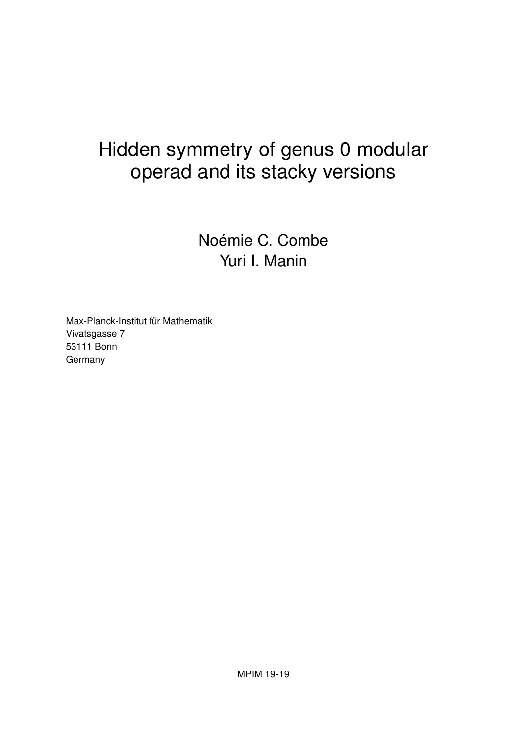# Hidden symmetry of genus 0 modular operad and its stacky versions

Noémie C. Combe
Yuri I. Manin

Max-Planck-Institut für Mathematik
Vivatsgasse 7
53111 Bonn
Germany

MPIM 19-19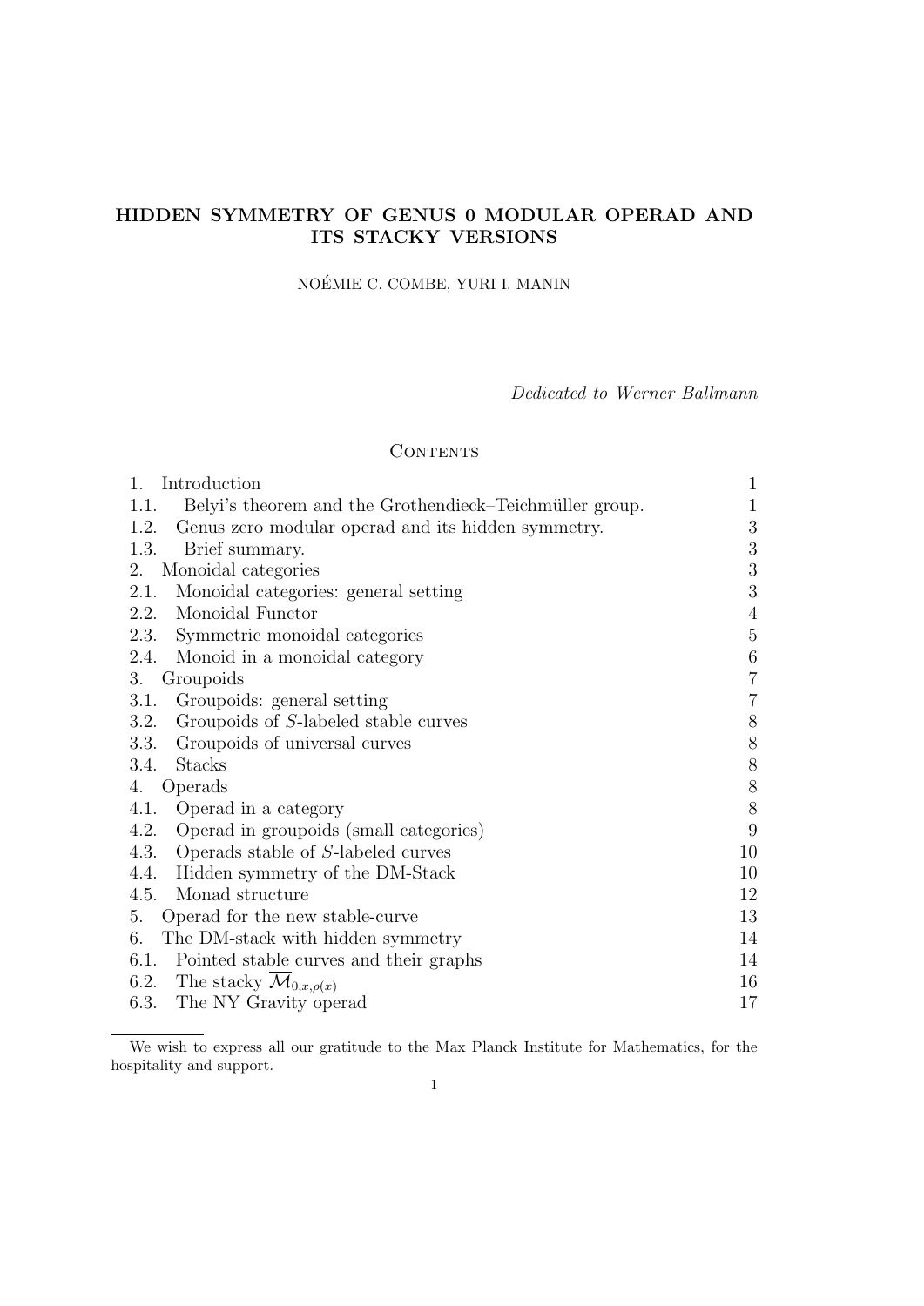# HIDDEN SYMMETRY OF GENUS 0 MODULAR OPERAD AND ITS STACKY VERSIONS

NOÉMIE C. COMBE, YURI I. MANIN

*Dedicated to Werner Ballmann*

## Contents

| | | |
|---|---|---|
| 1. | Introduction | 1 |
| 1.1. | Belyi's theorem and the Grothendieck–Teichmüller group. | 1 |
| 1.2. | Genus zero modular operad and its hidden symmetry. | 3 |
| 1.3. | Brief summary. | 3 |
| 2. | Monoidal categories | 3 |
| 2.1. | Monoidal categories: general setting | 3 |
| 2.2. | Monoidal Functor | 4 |
| 2.3. | Symmetric monoidal categories | 5 |
| 2.4. | Monoid in a monoidal category | 6 |
| 3. | Groupoids | 7 |
| 3.1. | Groupoids: general setting | 7 |
| 3.2. | Groupoids of $S$-labeled stable curves | 8 |
| 3.3. | Groupoids of universal curves | 8 |
| 3.4. | Stacks | 8 |
| 4. | Operads | 8 |
| 4.1. | Operad in a category | 8 |
| 4.2. | Operad in groupoids (small categories) | 9 |
| 4.3. | Operads stable of $S$-labeled curves | 10 |
| 4.4. | Hidden symmetry of the DM-Stack | 10 |
| 4.5. | Monad structure | 12 |
| 5. | Operad for the new stable-curve | 13 |
| 6. | The DM-stack with hidden symmetry | 14 |
| 6.1. | Pointed stable curves and their graphs | 14 |
| 6.2. | The stacky $\overline{\mathcal{M}}_{0,x,\rho(x)}$ | 16 |
| 6.3. | The NY Gravity operad | 17 |

We wish to express all our gratitude to the Max Planck Institute for Mathematics, for the hospitality and support.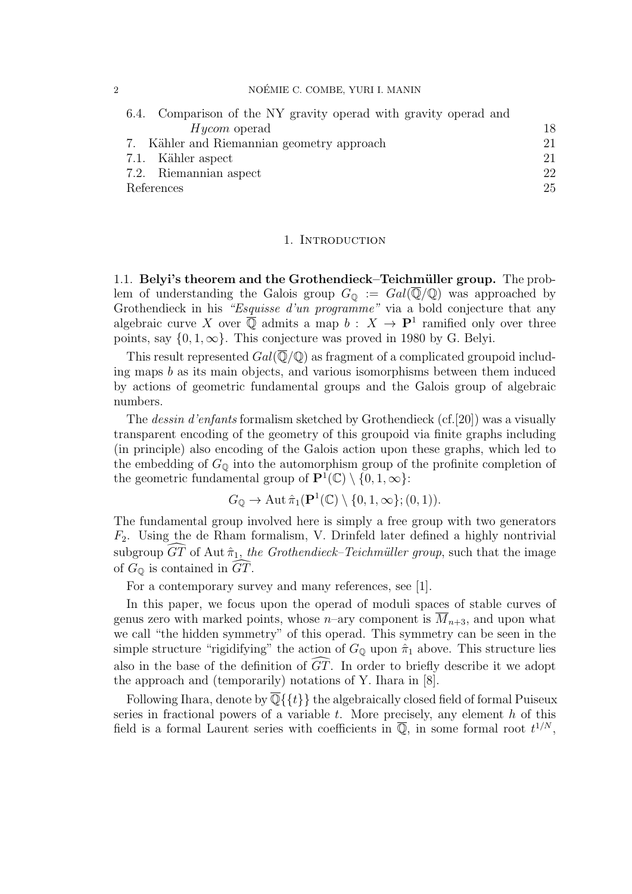6.4. Comparison of the NY gravity operad with gravity operad and *Hycom* operad 18
7. Kähler and Riemannian geometry approach 21
7.1. Kähler aspect 21
7.2. Riemannian aspect 22
References 25

## 1. Introduction

**1.1. Belyi's theorem and the Grothendieck–Teichmüller group.** The problem of understanding the Galois group $G_{\mathbb{Q}} := Gal(\overline{\mathbb{Q}}/\mathbb{Q})$ was approached by Grothendieck in his *"Esquisse d'un programme"* via a bold conjecture that any algebraic curve $X$ over $\overline{\mathbb{Q}}$ admits a map $b : X \to \mathbf{P}^1$ ramified only over three points, say $\{0, 1, \infty\}$. This conjecture was proved in 1980 by G. Belyi.

This result represented $Gal(\overline{\mathbb{Q}}/\mathbb{Q})$ as fragment of a complicated groupoid including maps $b$ as its main objects, and various isomorphisms between them induced by actions of geometric fundamental groups and the Galois group of algebraic numbers.

The *dessin d'enfants* formalism sketched by Grothendieck (cf.[20]) was a visually transparent encoding of the geometry of this groupoid via finite graphs including (in principle) also encoding of the Galois action upon these graphs, which led to the embedding of $G_{\mathbb{Q}}$ into the automorphism group of the profinite completion of the geometric fundamental group of $\mathbf{P}^1(\mathbb{C}) \setminus \{0, 1, \infty\}$:

$$G_{\mathbb{Q}} \to \operatorname{Aut} \hat{\pi}_1(\mathbf{P}^1(\mathbb{C}) \setminus \{0, 1, \infty\}; (0, 1)).$$

The fundamental group involved here is simply a free group with two generators $F_2$. Using the de Rham formalism, V. Drinfeld later defined a highly nontrivial subgroup $\widehat{GT}$ of $\operatorname{Aut} \hat{\pi}_1$, *the Grothendieck–Teichmüller group*, such that the image of $G_{\mathbb{Q}}$ is contained in $\widehat{GT}$.

For a contemporary survey and many references, see [1].

In this paper, we focus upon the operad of moduli spaces of stable curves of genus zero with marked points, whose $n$–ary component is $\overline{M}_{n+3}$, and upon what we call "the hidden symmetry" of this operad. This symmetry can be seen in the simple structure "rigidifying" the action of $G_{\mathbb{Q}}$ upon $\hat{\pi}_1$ above. This structure lies also in the base of the definition of $\widehat{GT}$. In order to briefly describe it we adopt the approach and (temporarily) notations of Y. Ihara in [8].

Following Ihara, denote by $\overline{\mathbb{Q}}\{\{t\}\}$ the algebraically closed field of formal Puiseux series in fractional powers of a variable $t$. More precisely, any element $h$ of this field is a formal Laurent series with coefficients in $\overline{\mathbb{Q}}$, in some formal root $t^{1/N}$,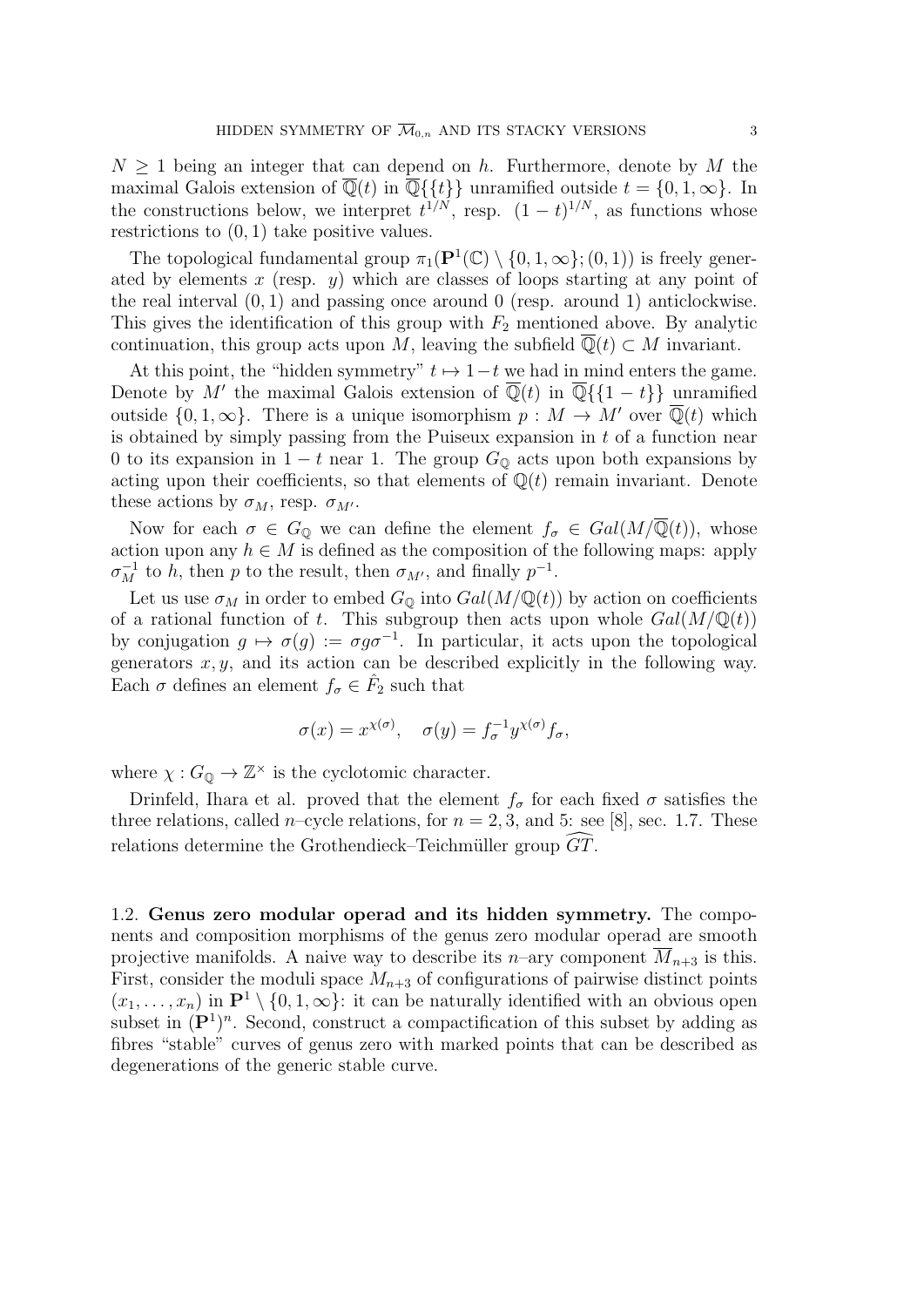$N \geq 1$ being an integer that can depend on $h$. Furthermore, denote by $M$ the maximal Galois extension of $\overline{\mathbb{Q}}(t)$ in $\overline{\mathbb{Q}}\{\{t\}\}$ unramified outside $t = \{0, 1, \infty\}$. In the constructions below, we interpret $t^{1/N}$, resp. $(1-t)^{1/N}$, as functions whose restrictions to $(0,1)$ take positive values.

The topological fundamental group $\pi_1(\mathbf{P}^1(\mathbb{C}) \setminus \{0, 1, \infty\}; (0,1))$ is freely generated by elements $x$ (resp. $y$) which are classes of loops starting at any point of the real interval $(0,1)$ and passing once around 0 (resp. around 1) anticlockwise. This gives the identification of this group with $F_2$ mentioned above. By analytic continuation, this group acts upon $M$, leaving the subfield $\overline{\mathbb{Q}}(t) \subset M$ invariant.

At this point, the "hidden symmetry" $t \mapsto 1-t$ we had in mind enters the game. Denote by $M'$ the maximal Galois extension of $\overline{\mathbb{Q}}(t)$ in $\overline{\mathbb{Q}}\{\{1-t\}\}$ unramified outside $\{0, 1, \infty\}$. There is a unique isomorphism $p : M \to M'$ over $\overline{\mathbb{Q}}(t)$ which is obtained by simply passing from the Puiseux expansion in $t$ of a function near 0 to its expansion in $1-t$ near 1. The group $G_{\mathbb{Q}}$ acts upon both expansions by acting upon their coefficients, so that elements of $\mathbb{Q}(t)$ remain invariant. Denote these actions by $\sigma_M$, resp. $\sigma_{M'}$.

Now for each $\sigma \in G_{\mathbb{Q}}$ we can define the element $f_\sigma \in Gal(M/\overline{\mathbb{Q}}(t))$, whose action upon any $h \in M$ is defined as the composition of the following maps: apply $\sigma_M^{-1}$ to $h$, then $p$ to the result, then $\sigma_{M'}$, and finally $p^{-1}$.

Let us use $\sigma_M$ in order to embed $G_{\mathbb{Q}}$ into $Gal(M/\mathbb{Q}(t))$ by action on coefficients of a rational function of $t$. This subgroup then acts upon whole $Gal(M/\mathbb{Q}(t))$ by conjugation $g \mapsto \sigma(g) := \sigma g \sigma^{-1}$. In particular, it acts upon the topological generators $x, y$, and its action can be described explicitly in the following way. Each $\sigma$ defines an element $f_\sigma \in \hat{F}_2$ such that

$$\sigma(x) = x^{\chi(\sigma)}, \quad \sigma(y) = f_\sigma^{-1} y^{\chi(\sigma)} f_\sigma,$$

where $\chi : G_{\mathbb{Q}} \to \mathbb{Z}^\times$ is the cyclotomic character.

Drinfeld, Ihara et al. proved that the element $f_\sigma$ for each fixed $\sigma$ satisfies the three relations, called $n$–cycle relations, for $n = 2, 3$, and 5: see [8], sec. 1.7. These relations determine the Grothendieck–Teichmüller group $\widehat{GT}$.

**1.2. Genus zero modular operad and its hidden symmetry.** The components and composition morphisms of the genus zero modular operad are smooth projective manifolds. A naive way to describe its $n$–ary component $\overline{M}_{n+3}$ is this. First, consider the moduli space $M_{n+3}$ of configurations of pairwise distinct points $(x_1, \dots, x_n)$ in $\mathbf{P}^1 \setminus \{0, 1, \infty\}$: it can be naturally identified with an obvious open subset in $(\mathbf{P}^1)^n$. Second, construct a compactification of this subset by adding as fibres "stable" curves of genus zero with marked points that can be described as degenerations of the generic stable curve.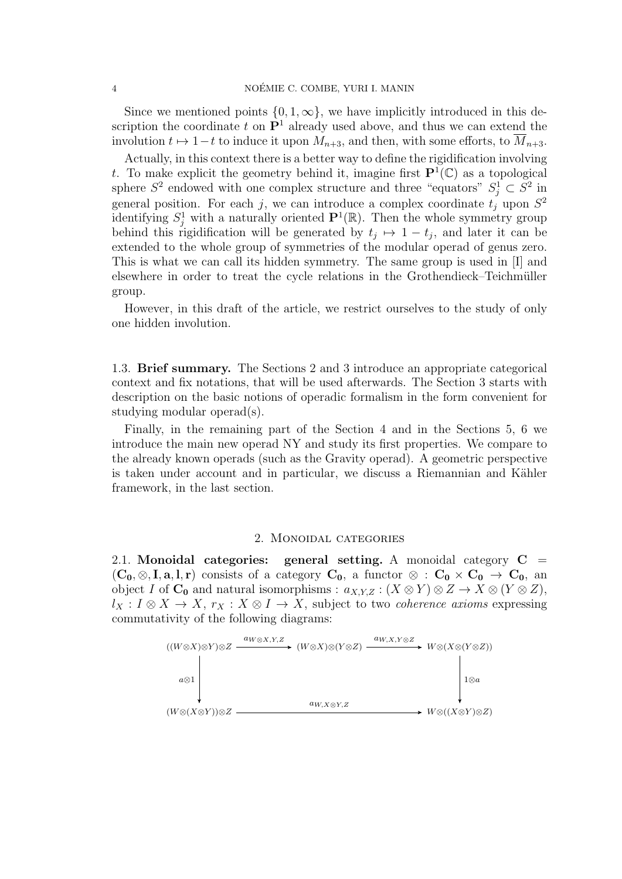Since we mentioned points $\{0, 1, \infty\}$, we have implicitly introduced in this description the coordinate $t$ on $\mathbf{P}^1$ already used above, and thus we can extend the involution $t \mapsto 1-t$ to induce it upon $M_{n+3}$, and then, with some efforts, to $\overline{M}_{n+3}$.

Actually, in this context there is a better way to define the rigidification involving $t$. To make explicit the geometry behind it, imagine first $\mathbf{P}^1(\mathbb{C})$ as a topological sphere $S^2$ endowed with one complex structure and three "equators" $S^1_j \subset S^2$ in general position. For each $j$, we can introduce a complex coordinate $t_j$ upon $S^2$ identifying $S^1_j$ with a naturally oriented $\mathbf{P}^1(\mathbb{R})$. Then the whole symmetry group behind this rigidification will be generated by $t_j \mapsto 1 - t_j$, and later it can be extended to the whole group of symmetries of the modular operad of genus zero. This is what we can call its hidden symmetry. The same group is used in [I] and elsewhere in order to treat the cycle relations in the Grothendieck–Teichmüller group.

However, in this draft of the article, we restrict ourselves to the study of only one hidden involution.

1.3. **Brief summary.** The Sections 2 and 3 introduce an appropriate categorical context and fix notations, that will be used afterwards. The Section 3 starts with description on the basic notions of operadic formalism in the form convenient for studying modular operad(s).

Finally, in the remaining part of the Section 4 and in the Sections 5, 6 we introduce the main new operad NY and study its first properties. We compare to the already known operads (such as the Gravity operad). A geometric perspective is taken under account and in particular, we discuss a Riemannian and Kähler framework, in the last section.

## 2. Monoidal categories

2.1. **Monoidal categories: general setting.** A monoidal category $\mathbf{C} = (\mathbf{C_0}, \otimes, \mathbf{I}, \mathbf{a}, \mathbf{l}, \mathbf{r})$ consists of a category $\mathbf{C_0}$, a functor $\otimes : \mathbf{C_0} \times \mathbf{C_0} \to \mathbf{C_0}$, an object $I$ of $\mathbf{C_0}$ and natural isomorphisms : $a_{X,Y,Z} : (X \otimes Y) \otimes Z \to X \otimes (Y \otimes Z)$, $l_X : I \otimes X \to X$, $r_X : X \otimes I \to X$, subject to two *coherence axioms* expressing commutativity of the following diagrams:

$$
\begin{array}{ccccc}
((W\otimes X)\otimes Y)\otimes Z & \xrightarrow{a_{W\otimes X,Y,Z}} & (W\otimes X)\otimes(Y\otimes Z) & \xrightarrow{a_{W,X,Y\otimes Z}} & W\otimes(X\otimes(Y\otimes Z)) \\
\downarrow{\scriptstyle a\otimes 1} & & & & \downarrow{\scriptstyle 1\otimes a} \\
(W\otimes(X\otimes Y))\otimes Z & & \xrightarrow{a_{W,X\otimes Y,Z}} & & W\otimes((X\otimes Y)\otimes Z)
\end{array}
$$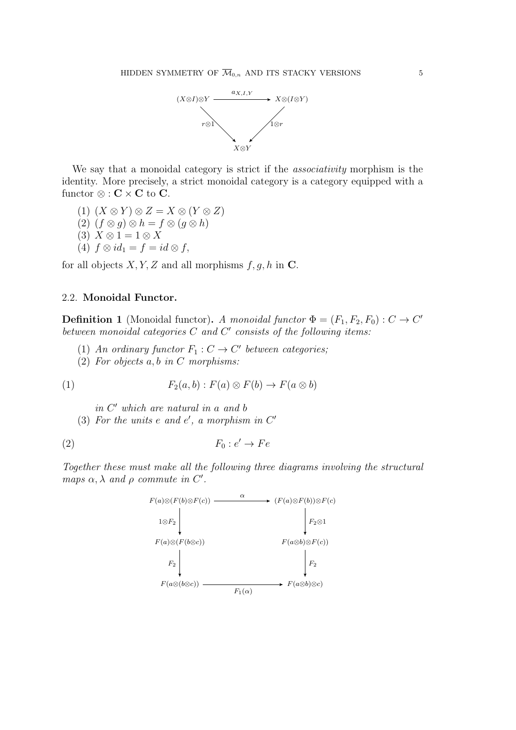$$\begin{array}{ccc}
(X\otimes I)\otimes Y & \xrightarrow{a_{X,I,Y}} & X\otimes(I\otimes Y) \\
& {\scriptstyle r\otimes 1}\searrow \quad \swarrow{\scriptstyle 1\otimes r} & \\
& X\otimes Y &
\end{array}$$

We say that a monoidal category is strict if the *associativity* morphism is the identity. More precisely, a strict monoidal category is a category equipped with a functor $\otimes : \mathbf{C} \times \mathbf{C}$ to $\mathbf{C}$.

(1) $(X \otimes Y) \otimes Z = X \otimes (Y \otimes Z)$
(2) $(f \otimes g) \otimes h = f \otimes (g \otimes h)$
(3) $X \otimes 1 = 1 \otimes X$
(4) $f \otimes id_1 = f = id \otimes f$,

for all objects $X, Y, Z$ and all morphisms $f, g, h$ in $\mathbf{C}$.

### 2.2. Monoidal Functor.

**Definition 1** (Monoidal functor). *A monoidal functor $\Phi = (F_1, F_2, F_0) : C \to C'$ between monoidal categories $C$ and $C'$ consists of the following items:*

(1) *An ordinary functor $F_1 : C \to C'$ between categories;*
(2) *For objects $a, b$ in $C$ morphisms:*

$$F_2(a, b) : F(a) \otimes F(b) \to F(a \otimes b) \tag{1}$$

*in $C'$ which are natural in $a$ and $b$*
(3) *For the units $e$ and $e'$, a morphism in $C'$*

$$F_0 : e' \to Fe \tag{2}$$

*Together these must make all the following three diagrams involving the structural maps $\alpha, \lambda$ and $\rho$ commute in $C'$.*

$$\begin{array}{ccc}
F(a)\otimes(F(b)\otimes F(c)) & \xrightarrow{\alpha} & (F(a)\otimes F(b))\otimes F(c) \\
\downarrow{\scriptstyle 1\otimes F_2} & & \downarrow{\scriptstyle F_2\otimes 1} \\
F(a)\otimes(F(b\otimes c)) & & F(a\otimes b)\otimes F(c)) \\
\downarrow{\scriptstyle F_2} & & \downarrow{\scriptstyle F_2} \\
F(a\otimes(b\otimes c)) & \xrightarrow[F_1(\alpha)]{} & F(a\otimes b)\otimes c)
\end{array}$$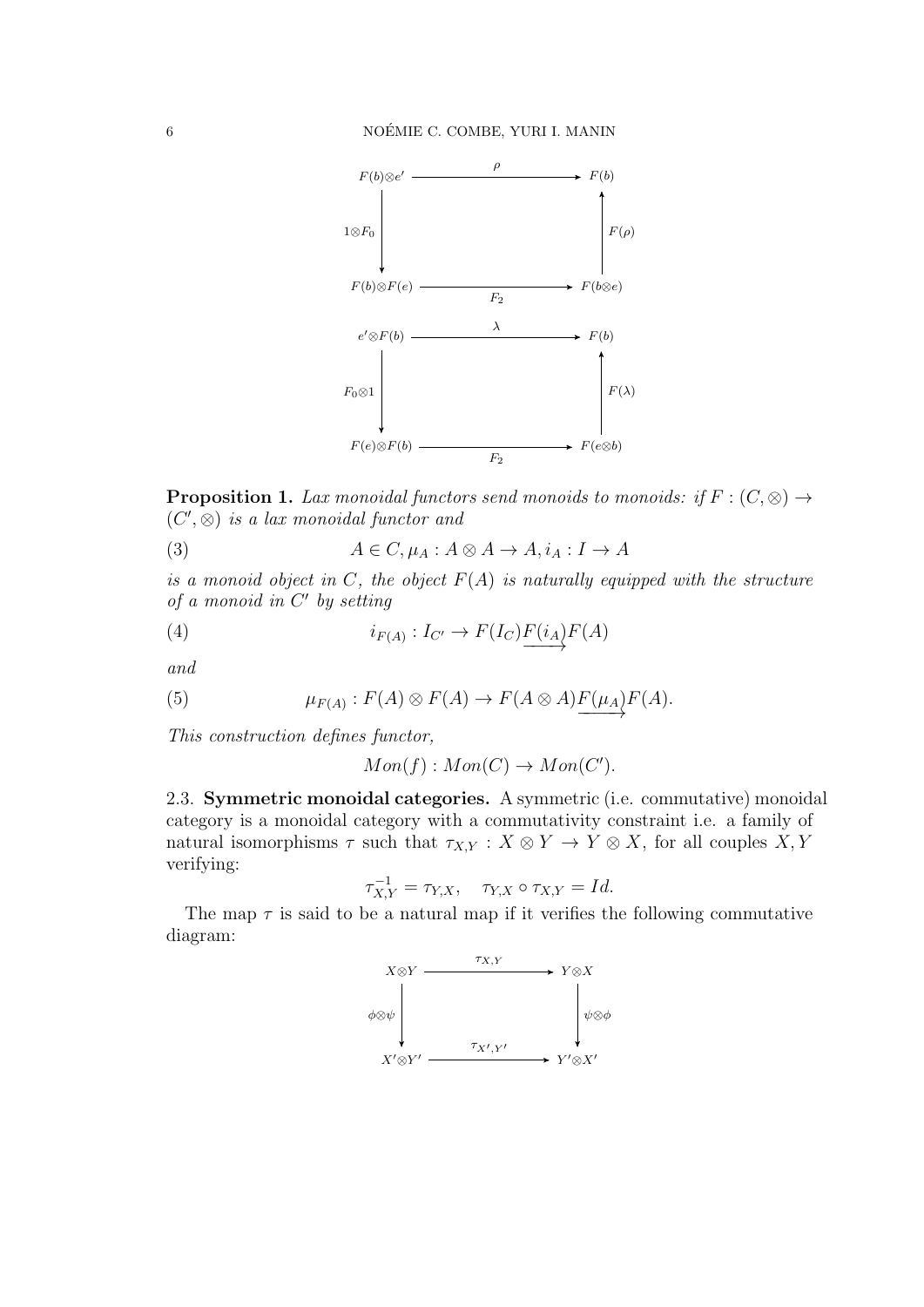$$\begin{array}{ccc}
F(b)\otimes e' & \xrightarrow{\rho} & F(b) \\
\downarrow{\scriptstyle 1\otimes F_0} & & \uparrow{\scriptstyle F(\rho)} \\
F(b)\otimes F(e) & \xrightarrow[F_2]{} & F(b\otimes e)
\end{array}$$

$$\begin{array}{ccc}
e'\otimes F(b) & \xrightarrow{\lambda} & F(b) \\
\downarrow{\scriptstyle F_0\otimes 1} & & \uparrow{\scriptstyle F(\lambda)} \\
F(e)\otimes F(b) & \xrightarrow[F_2]{} & F(e\otimes b)
\end{array}$$

**Proposition 1.** *Lax monoidal functors send monoids to monoids: if $F : (C, \otimes) \to (C', \otimes)$ is a lax monoidal functor and*

$$A \in C, \mu_A : A \otimes A \to A, i_A : I \to A \tag{3}$$

*is a monoid object in $C$, the object $F(A)$ is naturally equipped with the structure of a monoid in $C'$ by setting*

$$i_{F(A)} : I_{C'} \to F(I_C) \underrightarrow{F(i_A)} F(A) \tag{4}$$

*and*

$$\mu_{F(A)} : F(A) \otimes F(A) \to F(A \otimes A) \underrightarrow{F(\mu_A)} F(A). \tag{5}$$

*This construction defines functor,*

$$Mon(f) : Mon(C) \to Mon(C').$$

### 2.3. Symmetric monoidal categories.

A symmetric (i.e. commutative) monoidal category is a monoidal category with a commutativity constraint i.e. a family of natural isomorphisms $\tau$ such that $\tau_{X,Y} : X \otimes Y \to Y \otimes X$, for all couples $X, Y$ verifying:

$$\tau_{X,Y}^{-1} = \tau_{Y,X}, \quad \tau_{Y,X} \circ \tau_{X,Y} = Id.$$

The map $\tau$ is said to be a natural map if it verifies the following commutative diagram:

$$\begin{array}{ccc}
X\otimes Y & \xrightarrow{\tau_{X,Y}} & Y\otimes X \\
\downarrow{\scriptstyle \phi\otimes\psi} & & \downarrow{\scriptstyle \psi\otimes\phi} \\
X'\otimes Y' & \xrightarrow{\tau_{X',Y'}} & Y'\otimes X'
\end{array}$$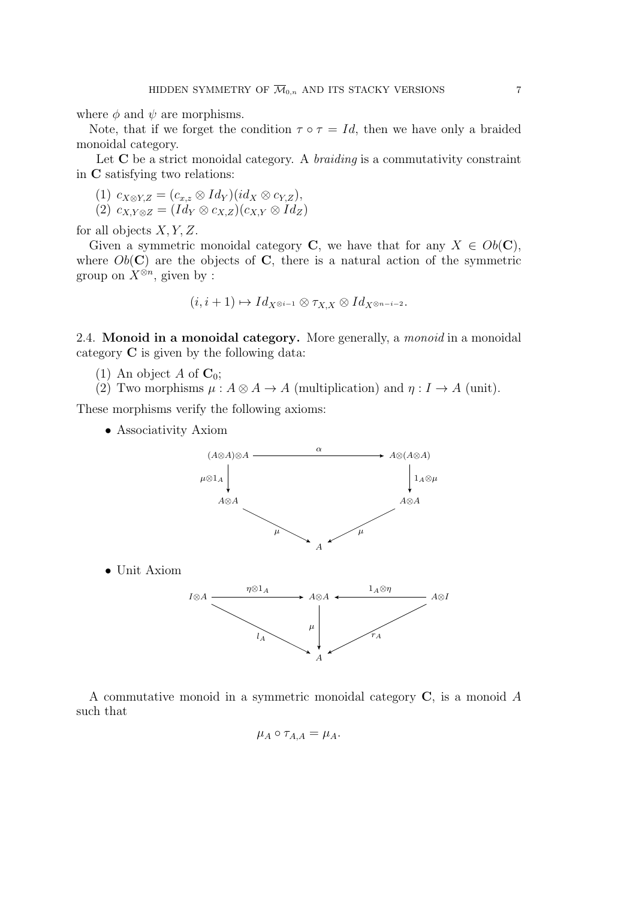where $\phi$ and $\psi$ are morphisms.

Note, that if we forget the condition $\tau \circ \tau = Id$, then we have only a braided monoidal category.

Let $\mathbf{C}$ be a strict monoidal category. A *braiding* is a commutativity constraint in $\mathbf{C}$ satisfying two relations:

(1) $c_{X \otimes Y, Z} = (c_{x,z} \otimes Id_Y)(id_X \otimes c_{Y,Z})$,
(2) $c_{X, Y \otimes Z} = (Id_Y \otimes c_{X,Z})(c_{X,Y} \otimes Id_Z)$

for all objects $X, Y, Z$.

Given a symmetric monoidal category $\mathbf{C}$, we have that for any $X \in Ob(\mathbf{C})$, where $Ob(\mathbf{C})$ are the objects of $\mathbf{C}$, there is a natural action of the symmetric group on $X^{\otimes n}$, given by :

$$(i, i+1) \mapsto Id_{X^{\otimes i-1}} \otimes \tau_{X,X} \otimes Id_{X^{\otimes n-i-2}}.$$

### 2.4. Monoid in a monoidal category.

More generally, a *monoid* in a monoidal category $\mathbf{C}$ is given by the following data:

(1) An object $A$ of $\mathbf{C}_0$;
(2) Two morphisms $\mu : A \otimes A \to A$ (multiplication) and $\eta : I \to A$ (unit).

These morphisms verify the following axioms:

- Associativity Axiom

$$\begin{array}{ccc}
(A\otimes A)\otimes A & \xrightarrow{\alpha} & A\otimes(A\otimes A) \\
\downarrow{\scriptstyle \mu\otimes 1_A} & & \downarrow{\scriptstyle 1_A\otimes\mu} \\
A\otimes A & & A\otimes A \\
& \searrow{\scriptstyle \mu} \quad A \quad {\scriptstyle \mu}\swarrow &
\end{array}$$

- Unit Axiom

$$\begin{array}{ccccc}
I\otimes A & \xrightarrow{\eta\otimes 1_A} & A\otimes A & \xleftarrow{1_A\otimes\eta} & A\otimes I \\
& {\scriptstyle l_A}\searrow & \downarrow{\scriptstyle \mu} & \swarrow{\scriptstyle r_A} & \\
& & A & &
\end{array}$$

A commutative monoid in a symmetric monoidal category $\mathbf{C}$, is a monoid $A$ such that

$$\mu_A \circ \tau_{A,A} = \mu_A.$$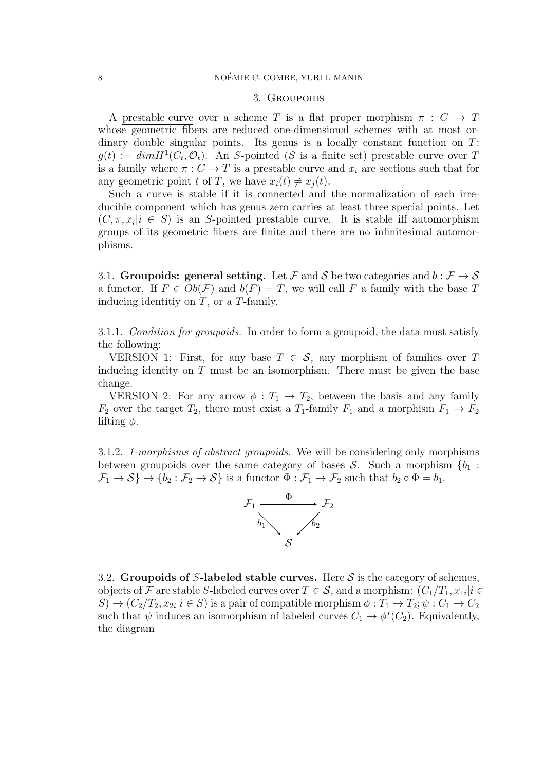## 3. Groupoids

A prestable curve over a scheme $T$ is a flat proper morphism $\pi : C \to T$ whose geometric fibers are reduced one-dimensional schemes with at most ordinary double singular points. Its genus is a locally constant function on $T$: $g(t) := dimH^1(C_t, \mathcal{O}_t)$. An $S$-pointed ($S$ is a finite set) prestable curve over $T$ is a family where $\pi : C \to T$ is a prestable curve and $x_i$ are sections such that for any geometric point $t$ of $T$, we have $x_i(t) \neq x_j(t)$.

Such a curve is stable if it is connected and the normalization of each irreducible component which has genus zero carries at least three special points. Let $(C, \pi, x_i | i \in S)$ is an $S$-pointed prestable curve. It is stable iff automorphism groups of its geometric fibers are finite and there are no infinitesimal automorphisms.

### 3.1. **Groupoids: general setting.**

Let $\mathcal{F}$ and $\mathcal{S}$ be two categories and $b : \mathcal{F} \to \mathcal{S}$ a functor. If $F \in Ob(\mathcal{F})$ and $b(F) = T$, we will call $F$ a family with the base $T$ inducing identitiy on $T$, or a $T$-family.

3.1.1. *Condition for groupoids.* In order to form a groupoid, the data must satisfy the following:

VERSION 1: First, for any base $T \in \mathcal{S}$, any morphism of families over $T$ inducing identity on $T$ must be an isomorphism. There must be given the base change.

VERSION 2: For any arrow $\phi : T_1 \to T_2$, between the basis and any family $F_2$ over the target $T_2$, there must exist a $T_1$-family $F_1$ and a morphism $F_1 \to F_2$ lifting $\phi$.

3.1.2. *1-morphisms of abstract groupoids.* We will be considering only morphisms between groupoids over the same category of bases $\mathcal{S}$. Such a morphism $\{b_1 : \mathcal{F}_1 \to \mathcal{S}\} \to \{b_2 : \mathcal{F}_2 \to \mathcal{S}\}$ is a functor $\Phi : \mathcal{F}_1 \to \mathcal{F}_2$ such that $b_2 \circ \Phi = b_1$.

$$
\begin{array}{ccc}
\mathcal{F}_1 & \xrightarrow{\Phi} & \mathcal{F}_2 \\
& {\scriptstyle b_1}\searrow \quad \swarrow{\scriptstyle b_2} & \\
& \mathcal{S} &
\end{array}
$$

### 3.2. **Groupoids of $S$-labeled stable curves.**

Here $\mathcal{S}$ is the category of schemes, objects of $\mathcal{F}$ are stable $S$-labeled curves over $T \in \mathcal{S}$, and a morphism: $(C_1/T_1, x_{1i} | i \in S) \to (C_2/T_2, x_{2i} | i \in S)$ is a pair of compatible morphism $\phi : T_1 \to T_2; \psi : C_1 \to C_2$ such that $\psi$ induces an isomorphism of labeled curves $C_1 \to \phi^*(C_2)$. Equivalently, the diagram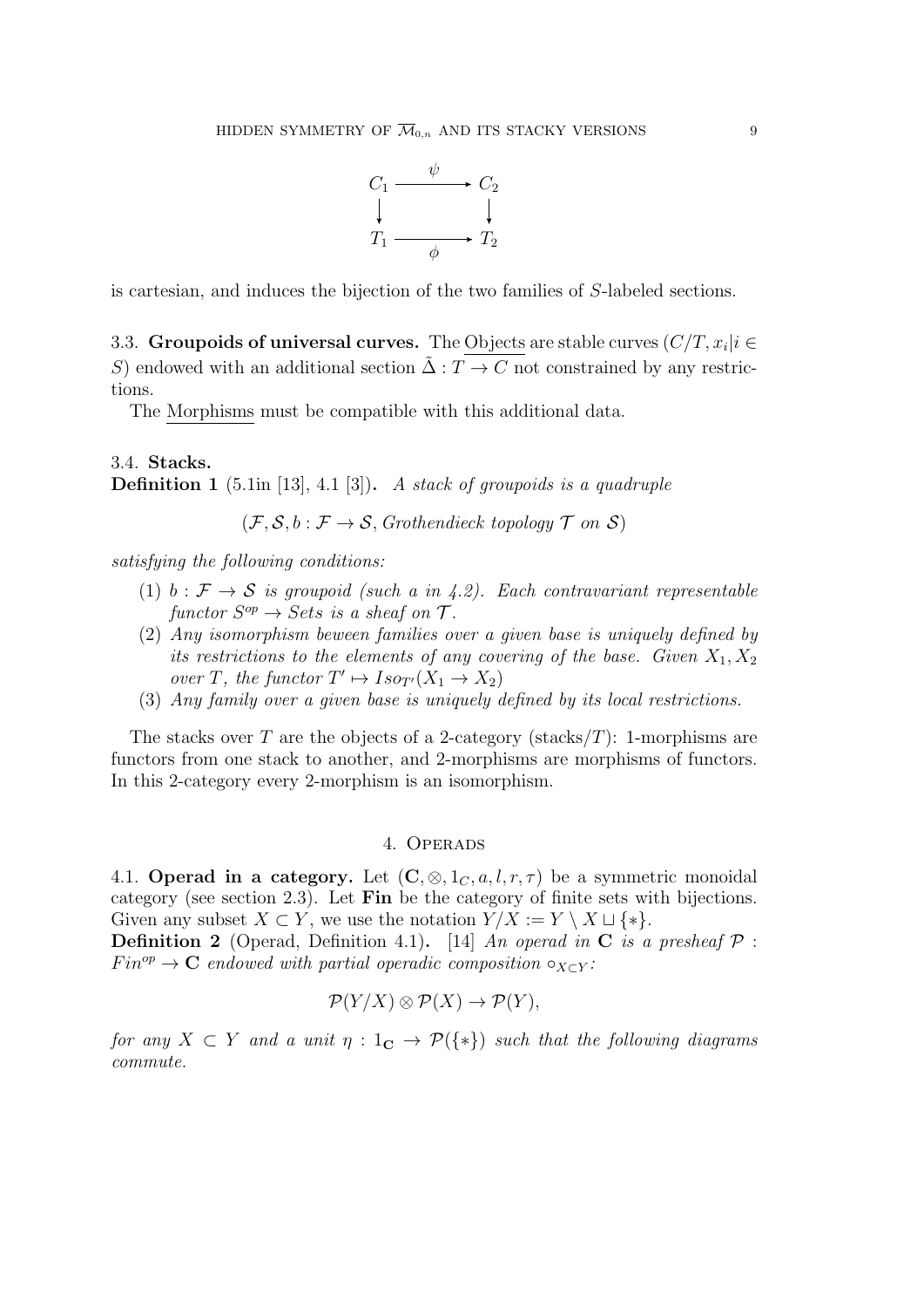$$
\begin{array}{ccc}
C_1 & \xrightarrow{\psi} & C_2 \\
\downarrow & & \downarrow \\
T_1 & \xrightarrow[\phi]{} & T_2
\end{array}
$$

is cartesian, and induces the bijection of the two families of $S$-labeled sections.

3.3. **Groupoids of universal curves.** The Objects are stable curves $(C/T, x_i | i \in S)$ endowed with an additional section $\tilde{\Delta} : T \to C$ not constrained by any restrictions.

The Morphisms must be compatible with this additional data.

3.4. **Stacks.**

**Definition 1** (5.1in [13], 4.1 [3])**.** *A stack of groupoids is a quadruple*

$$(\mathcal{F}, \mathcal{S}, b : \mathcal{F} \to \mathcal{S}, \textit{Grothendieck topology } \mathcal{T} \textit{ on } \mathcal{S})$$

*satisfying the following conditions:*

1. *$b : \mathcal{F} \to \mathcal{S}$ is groupoid (such a in 4.2). Each contravariant representable functor $S^{op} \to Sets$ is a sheaf on $\mathcal{T}$.*
2. *Any isomorphism beween families over a given base is uniquely defined by its restrictions to the elements of any covering of the base. Given $X_1, X_2$ over $T$, the functor $T' \mapsto Iso_{T'}(X_1 \to X_2)$*
3. *Any family over a given base is uniquely defined by its local restrictions.*

The stacks over $T$ are the objects of a 2-category (stacks/$T$): 1-morphisms are functors from one stack to another, and 2-morphisms are morphisms of functors. In this 2-category every 2-morphism is an isomorphism.

## 4. Operads

4.1. **Operad in a category.** Let $(\mathbf{C}, \otimes, 1_C, a, l, r, \tau)$ be a symmetric monoidal category (see section 2.3). Let **Fin** be the category of finite sets with bijections. Given any subset $X \subset Y$, we use the notation $Y/X := Y \setminus X \sqcup \{*\}$.

**Definition 2** (Operad, Definition 4.1)**.** [14] *An operad in* $\mathbf{C}$ *is a presheaf* $\mathcal{P} : Fin^{op} \to \mathbf{C}$ *endowed with partial operadic composition* $\circ_{X \subset Y}$*:*

$$\mathcal{P}(Y/X) \otimes \mathcal{P}(X) \to \mathcal{P}(Y),$$

*for any* $X \subset Y$ *and a unit* $\eta : 1_{\mathbf{C}} \to \mathcal{P}(\{*\})$ *such that the following diagrams commute.*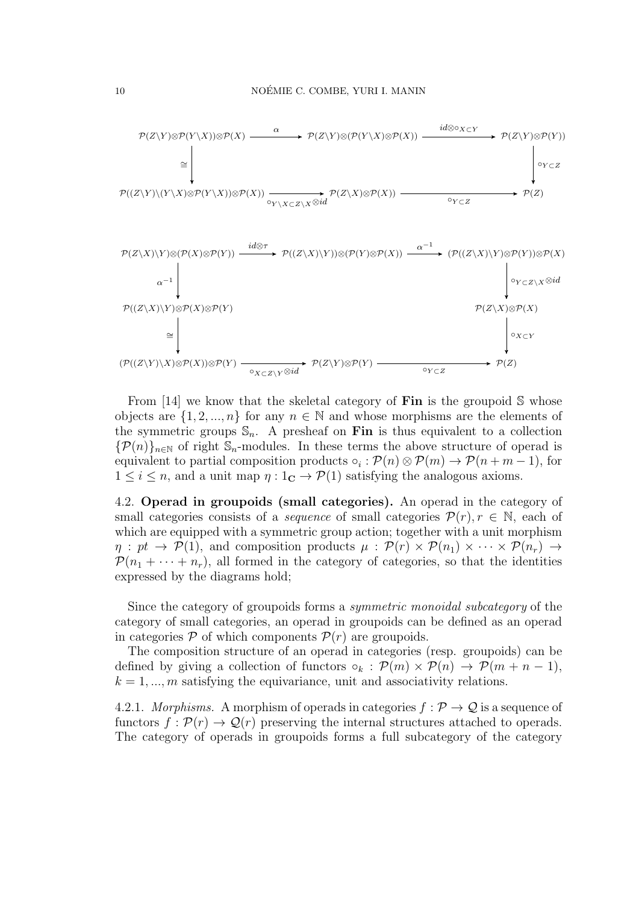$$
\begin{array}{ccccc}
\mathcal{P}(Z\backslash Y)\otimes\mathcal{P}(Y\backslash X))\otimes\mathcal{P}(X) & \xrightarrow{\alpha} & \mathcal{P}(Z\backslash Y)\otimes(\mathcal{P}(Y\backslash X)\otimes\mathcal{P}(X)) & \xrightarrow{id\otimes\circ_{X\subset Y}} & \mathcal{P}(Z\backslash Y)\otimes\mathcal{P}(Y)) \\
\downarrow\cong & & & & \downarrow\circ_{Y\subset Z} \\
\mathcal{P}((Z\backslash Y)\backslash(Y\backslash X)\otimes\mathcal{P}(Y\backslash X))\otimes\mathcal{P}(X)) & \xrightarrow[\circ_{Y\backslash X\subset Z\backslash X}\otimes id]{} & \mathcal{P}(Z\backslash X)\otimes\mathcal{P}(X)) & \xrightarrow[\circ_{Y\subset Z}]{} & \mathcal{P}(Z)
\end{array}
$$

$$
\begin{array}{ccccc}
\mathcal{P}(Z\backslash X)\backslash Y)\otimes(\mathcal{P}(X)\otimes\mathcal{P}(Y)) & \xrightarrow{id\otimes\tau} & \mathcal{P}((Z\backslash X)\backslash Y))\otimes(\mathcal{P}(Y)\otimes\mathcal{P}(X)) & \xrightarrow{\alpha^{-1}} & (\mathcal{P}((Z\backslash X)\backslash Y)\otimes\mathcal{P}(Y))\otimes\mathcal{P}(X) \\
\downarrow\alpha^{-1} & & & & \downarrow\circ_{Y\subset Z\backslash X}\otimes id \\
\mathcal{P}((Z\backslash X)\backslash Y)\otimes\mathcal{P}(X)\otimes\mathcal{P}(Y) & & & & \mathcal{P}(Z\backslash X)\otimes\mathcal{P}(X) \\
\downarrow\cong & & & & \downarrow\circ_{X\subset Y} \\
(\mathcal{P}((Z\backslash Y)\backslash X)\otimes\mathcal{P}(X))\otimes\mathcal{P}(Y) & \xrightarrow[\circ_{X\subset Z\backslash Y}\otimes id]{} & \mathcal{P}(Z\backslash Y)\otimes\mathcal{P}(Y) & \xrightarrow[\circ_{Y\subset Z}]{} & \mathcal{P}(Z)
\end{array}
$$

From [14] we know that the skeletal category of **Fin** is the groupoid $\mathbb{S}$ whose objects are $\{1, 2, ..., n\}$ for any $n \in \mathbb{N}$ and whose morphisms are the elements of the symmetric groups $\mathbb{S}_n$. A presheaf on **Fin** is thus equivalent to a collection $\{\mathcal{P}(n)\}_{n\in\mathbb{N}}$ of right $\mathbb{S}_n$-modules. In these terms the above structure of operad is equivalent to partial composition products $\circ_i : \mathcal{P}(n) \otimes \mathcal{P}(m) \to \mathcal{P}(n + m - 1)$, for $1 \leq i \leq n$, and a unit map $\eta : 1_{\mathbf{C}} \to \mathcal{P}(1)$ satisfying the analogous axioms.

4.2. **Operad in groupoids (small categories).** An operad in the category of small categories consists of a *sequence* of small categories $\mathcal{P}(r), r \in \mathbb{N}$, each of which are equipped with a symmetric group action; together with a unit morphism $\eta : pt \to \mathcal{P}(1)$, and composition products $\mu : \mathcal{P}(r) \times \mathcal{P}(n_1) \times \cdots \times \mathcal{P}(n_r) \to \mathcal{P}(n_1 + \cdots + n_r)$, all formed in the category of categories, so that the identities expressed by the diagrams hold;

Since the category of groupoids forms a *symmetric monoidal subcategory* of the category of small categories, an operad in groupoids can be defined as an operad in categories $\mathcal{P}$ of which components $\mathcal{P}(r)$ are groupoids.

The composition structure of an operad in categories (resp. groupoids) can be defined by giving a collection of functors $\circ_k : \mathcal{P}(m) \times \mathcal{P}(n) \to \mathcal{P}(m + n - 1)$, $k = 1, ..., m$ satisfying the equivariance, unit and associativity relations.

4.2.1. *Morphisms.* A morphism of operads in categories $f : \mathcal{P} \to \mathcal{Q}$ is a sequence of functors $f : \mathcal{P}(r) \to \mathcal{Q}(r)$ preserving the internal structures attached to operads. The category of operads in groupoids forms a full subcategory of the category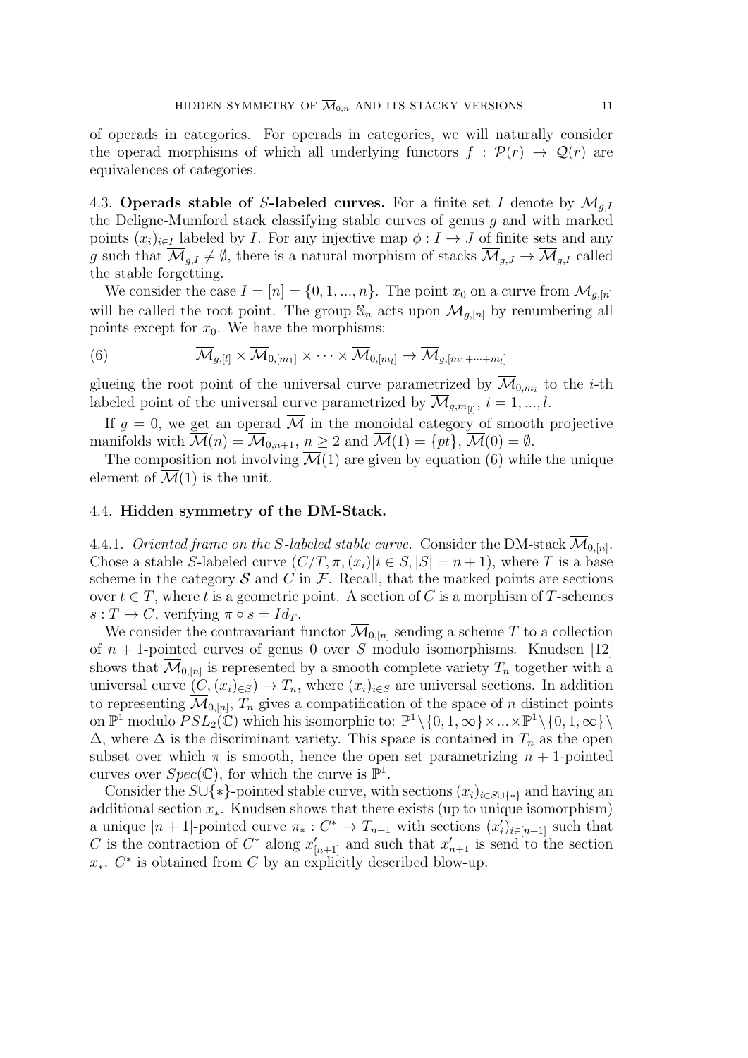of operads in categories. For operads in categories, we will naturally consider the operad morphisms of which all underlying functors $f : \mathcal{P}(r) \to \mathcal{Q}(r)$ are equivalences of categories.

### 4.3. Operads stable of $S$-labeled curves.

For a finite set $I$ denote by $\overline{\mathcal{M}}_{g,I}$ the Deligne-Mumford stack classifying stable curves of genus $g$ and with marked points $(x_i)_{i \in I}$ labeled by $I$. For any injective map $\phi : I \to J$ of finite sets and any $g$ such that $\overline{\mathcal{M}}_{g,I} \neq \emptyset$, there is a natural morphism of stacks $\overline{\mathcal{M}}_{g,J} \to \overline{\mathcal{M}}_{g,I}$ called the stable forgetting.

We consider the case $I = [n] = \{0, 1, ..., n\}$. The point $x_0$ on a curve from $\overline{\mathcal{M}}_{g,[n]}$ will be called the root point. The group $\mathbb{S}_n$ acts upon $\overline{\mathcal{M}}_{g,[n]}$ by renumbering all points except for $x_0$. We have the morphisms:

$$\overline{\mathcal{M}}_{g,[l]} \times \overline{\mathcal{M}}_{0,[m_1]} \times \cdots \times \overline{\mathcal{M}}_{0,[m_l]} \to \overline{\mathcal{M}}_{g,[m_1+\cdots+m_l]} \tag{6}$$

glueing the root point of the universal curve parametrized by $\overline{\mathcal{M}}_{0,m_i}$ to the $i$-th labeled point of the universal curve parametrized by $\overline{\mathcal{M}}_{g,m_{[l]}}$, $i = 1, ..., l$.

If $g = 0$, we get an operad $\overline{\mathcal{M}}$ in the monoidal category of smooth projective manifolds with $\overline{\mathcal{M}}(n) = \overline{\mathcal{M}}_{0,n+1}$, $n \geq 2$ and $\overline{\mathcal{M}}(1) = \{pt\}$, $\overline{\mathcal{M}}(0) = \emptyset$.

The composition not involving $\overline{\mathcal{M}}(1)$ are given by equation (6) while the unique element of $\overline{\mathcal{M}}(1)$ is the unit.

### 4.4. Hidden symmetry of the DM-Stack.

4.4.1. *Oriented frame on the S-labeled stable curve.* Consider the DM-stack $\overline{\mathcal{M}}_{0,[n]}$. Chose a stable $S$-labeled curve $(C/T, \pi, (x_i)|i \in S, |S| = n+1)$, where $T$ is a base scheme in the category $\mathcal{S}$ and $C$ in $\mathcal{F}$. Recall, that the marked points are sections over $t \in T$, where $t$ is a geometric point. A section of $C$ is a morphism of $T$-schemes $s : T \to C$, verifying $\pi \circ s = Id_T$.

We consider the contravariant functor $\overline{\mathcal{M}}_{0,[n]}$ sending a scheme $T$ to a collection of $n+1$-pointed curves of genus 0 over $S$ modulo isomorphisms. Knudsen [12] shows that $\overline{\mathcal{M}}_{0,[n]}$ is represented by a smooth complete variety $T_n$ together with a universal curve $(C, (x_i)_{\in S}) \to T_n$, where $(x_i)_{i \in S}$ are universal sections. In addition to representing $\overline{\mathcal{M}}_{0,[n]}$, $T_n$ gives a compatification of the space of $n$ distinct points on $\mathbb{P}^1$ modulo $PSL_2(\mathbb{C})$ which his isomorphic to: $\mathbb{P}^1 \setminus \{0, 1, \infty\} \times ... \times \mathbb{P}^1 \setminus \{0, 1, \infty\} \setminus \Delta$, where $\Delta$ is the discriminant variety. This space is contained in $T_n$ as the open subset over which $\pi$ is smooth, hence the open set parametrizing $n+1$-pointed curves over $Spec(\mathbb{C})$, for which the curve is $\mathbb{P}^1$.

Consider the $S \cup \{*\}$-pointed stable curve, with sections $(x_i)_{i \in S \cup \{*\}}$ and having an additional section $x_*$. Knudsen shows that there exists (up to unique isomorphism) a unique $[n+1]$-pointed curve $\pi_* : C^* \to T_{n+1}$ with sections $(x'_i)_{i \in [n+1]}$ such that $C$ is the contraction of $C^*$ along $x'_{[n+1]}$ and such that $x'_{n+1}$ is send to the section $x_*$. $C^*$ is obtained from $C$ by an explicitly described blow-up.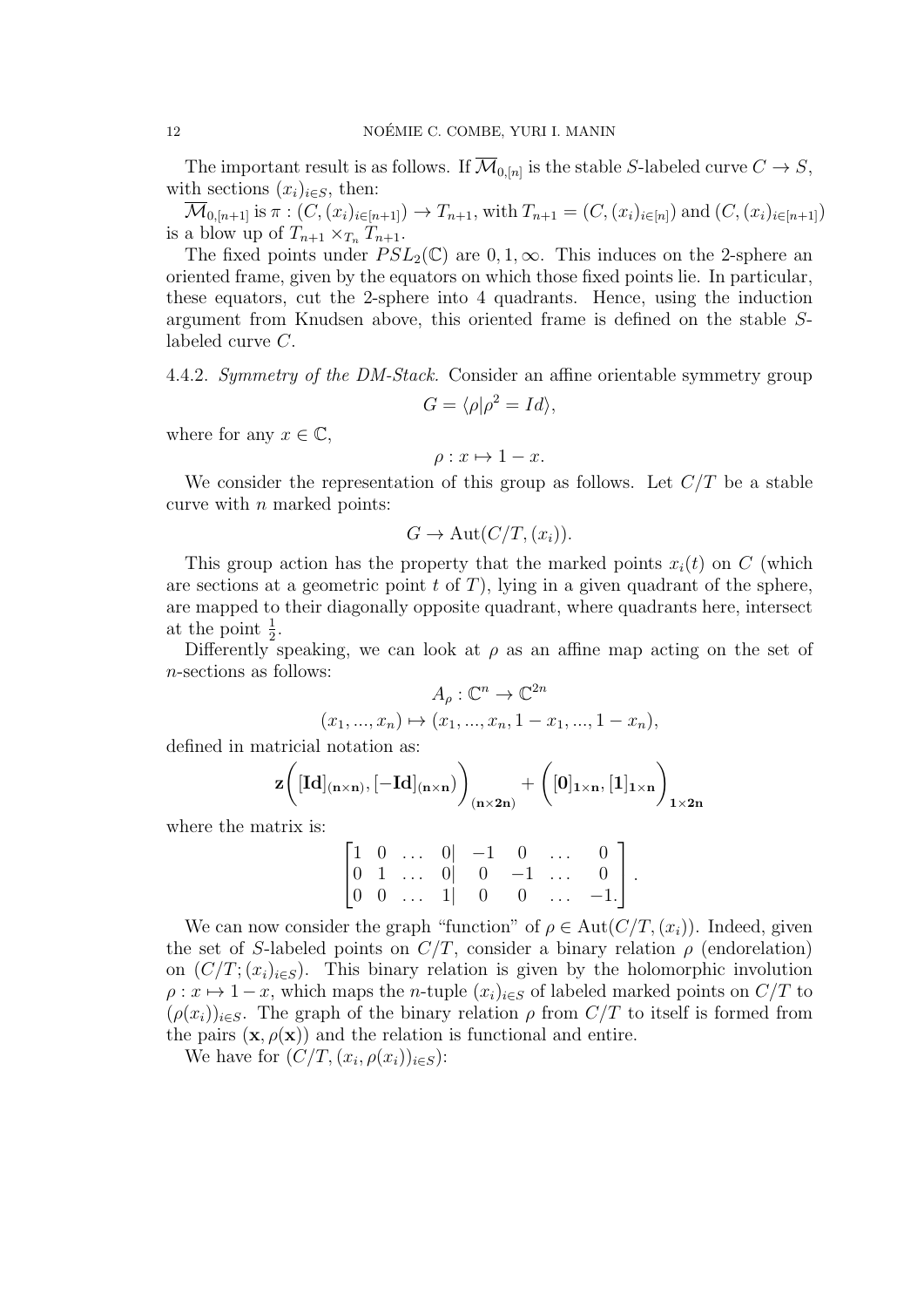The important result is as follows. If $\overline{\mathcal{M}}_{0,[n]}$ is the stable $S$-labeled curve $C \to S$, with sections $(x_i)_{i\in S}$, then:

$\overline{\mathcal{M}}_{0,[n+1]}$ is $\pi : (C,(x_i)_{i\in[n+1]}) \to T_{n+1}$, with $T_{n+1} = (C,(x_i)_{i\in[n]})$ and $(C,(x_i)_{i\in[n+1]})$ is a blow up of $T_{n+1} \times_{T_n} T_{n+1}$.

The fixed points under $PSL_2(\mathbb{C})$ are $0, 1, \infty$. This induces on the 2-sphere an oriented frame, given by the equators on which those fixed points lie. In particular, these equators, cut the 2-sphere into 4 quadrants. Hence, using the induction argument from Knudsen above, this oriented frame is defined on the stable $S$-labeled curve $C$.

4.4.2. *Symmetry of the DM-Stack.* Consider an affine orientable symmetry group

$$G = \langle \rho | \rho^2 = Id \rangle,$$

where for any $x \in \mathbb{C}$,

$$\rho : x \mapsto 1 - x.$$

We consider the representation of this group as follows. Let $C/T$ be a stable curve with $n$ marked points:

$$G \to \mathrm{Aut}(C/T,(x_i)).$$

This group action has the property that the marked points $x_i(t)$ on $C$ (which are sections at a geometric point $t$ of $T$), lying in a given quadrant of the sphere, are mapped to their diagonally opposite quadrant, where quadrants here, intersect at the point $\frac{1}{2}$.

Differently speaking, we can look at $\rho$ as an affine map acting on the set of $n$-sections as follows:

$$A_\rho : \mathbb{C}^n \to \mathbb{C}^{2n}$$

$$(x_1, ..., x_n) \mapsto (x_1, ..., x_n, 1 - x_1, ..., 1 - x_n),$$

defined in matricial notation as:

$$\mathbf{z}\bigg([\mathbf{Id}]_{(\mathbf{n}\times\mathbf{n})}, [-\mathbf{Id}]_{(\mathbf{n}\times\mathbf{n})}\bigg)_{(\mathbf{n}\times\mathbf{2n})} + \bigg([\mathbf{0}]_{\mathbf{1}\times\mathbf{n}}, [\mathbf{1}]_{\mathbf{1}\times\mathbf{n}}\bigg)_{\mathbf{1}\times\mathbf{2n}}$$

where the matrix is:

$$\begin{bmatrix} 1 & 0 & \dots & 0| & -1 & 0 & \dots & 0 \\ 0 & 1 & \dots & 0| & 0 & -1 & \dots & 0 \\ 0 & 0 & \dots & 1| & 0 & 0 & \dots & -1. \end{bmatrix}.$$

We can now consider the graph "function" of $\rho \in \mathrm{Aut}(C/T,(x_i))$. Indeed, given the set of $S$-labeled points on $C/T$, consider a binary relation $\rho$ (endorelation) on $(C/T;(x_i)_{i\in S})$. This binary relation is given by the holomorphic involution $\rho : x \mapsto 1-x$, which maps the $n$-tuple $(x_i)_{i\in S}$ of labeled marked points on $C/T$ to $(\rho(x_i))_{i\in S}$. The graph of the binary relation $\rho$ from $C/T$ to itself is formed from the pairs $(\mathbf{x}, \rho(\mathbf{x}))$ and the relation is functional and entire.

We have for $(C/T,(x_i, \rho(x_i))_{i\in S})$: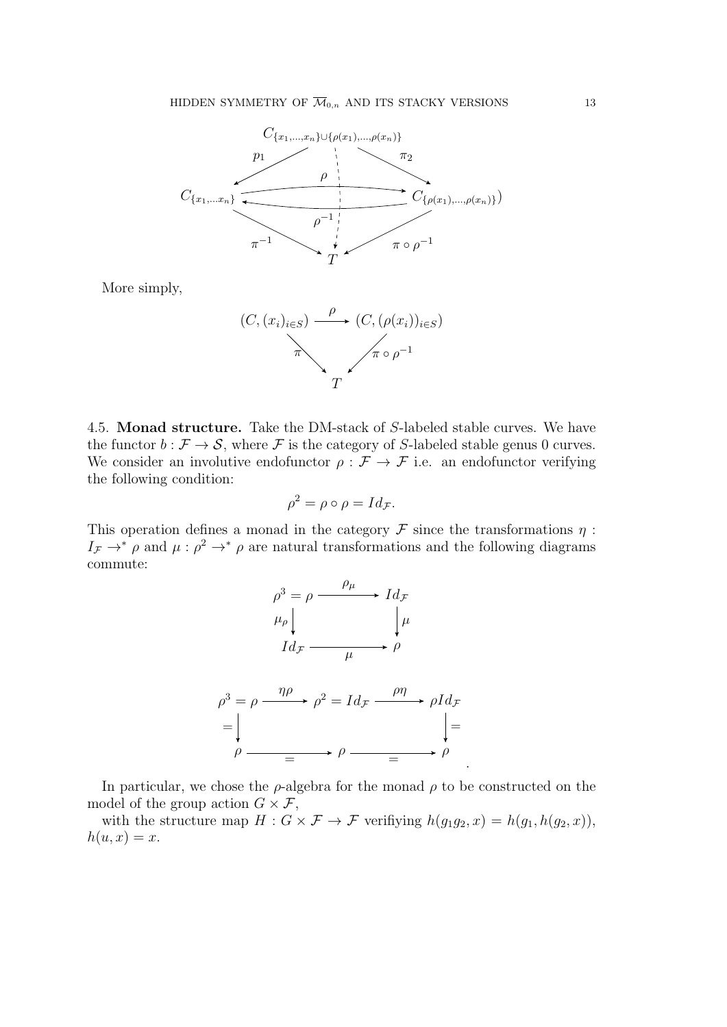$$
\begin{array}{ccccc}
 & & C_{\{x_1,\ldots,x_n\}\cup\{\rho(x_1),\ldots,\rho(x_n)\}} & & \\
 & \swarrow^{p_1} & \vdots & \searrow^{\pi_2} & \\
C_{\{x_1,\ldots x_n\}} & \underset{\rho^{-1}}{\overset{\rho}{\rightleftarrows}} & \vdots & & C_{\{\rho(x_1),\ldots,\rho(x_n)\}}) \\
 & \searrow_{\pi^{-1}} & \downarrow & \swarrow_{\pi\circ\rho^{-1}} & \\
 & & T & &
\end{array}
$$

More simply,

$$
\begin{array}{ccc}
(C,(x_i)_{i\in S}) & \xrightarrow{\ \rho\ } & (C,(\rho(x_i))_{i\in S}) \\
 & \searrow^{\pi} \quad \swarrow_{\pi\circ\rho^{-1}} & \\
 & T &
\end{array}
$$

4.5. **Monad structure.** Take the DM-stack of $S$-labeled stable curves. We have the functor $b : \mathcal{F} \to \mathcal{S}$, where $\mathcal{F}$ is the category of $S$-labeled stable genus 0 curves. We consider an involutive endofunctor $\rho : \mathcal{F} \to \mathcal{F}$ i.e. an endofunctor verifying the following condition:

$$\rho^2 = \rho \circ \rho = Id_{\mathcal{F}}.$$

This operation defines a monad in the category $\mathcal{F}$ since the transformations $\eta : I_{\mathcal{F}} \to^* \rho$ and $\mu : \rho^2 \to^* \rho$ are natural transformations and the following diagrams commute:

$$
\begin{array}{ccc}
\rho^3 = \rho & \xrightarrow{\ \rho_\mu\ } & Id_{\mathcal{F}} \\
\mu_\rho \downarrow & & \downarrow \mu \\
Id_{\mathcal{F}} & \xrightarrow[\ \mu\ ]{} & \rho
\end{array}
$$

$$
\begin{array}{ccccc}
\rho^3 = \rho & \xrightarrow{\ \eta\rho\ } & \rho^2 = Id_{\mathcal{F}} & \xrightarrow{\ \rho\eta\ } & \rho Id_{\mathcal{F}} \\
= \downarrow & & & & \downarrow = \\
\rho & \xrightarrow[\ =\ ]{} & \rho & \xrightarrow[\ =\ ]{} & \rho
\end{array}
.
$$

In particular, we chose the $\rho$-algebra for the monad $\rho$ to be constructed on the model of the group action $G \times \mathcal{F}$,

with the structure map $H : G \times \mathcal{F} \to \mathcal{F}$ verifiying $h(g_1g_2, x) = h(g_1, h(g_2, x))$, $h(u, x) = x$.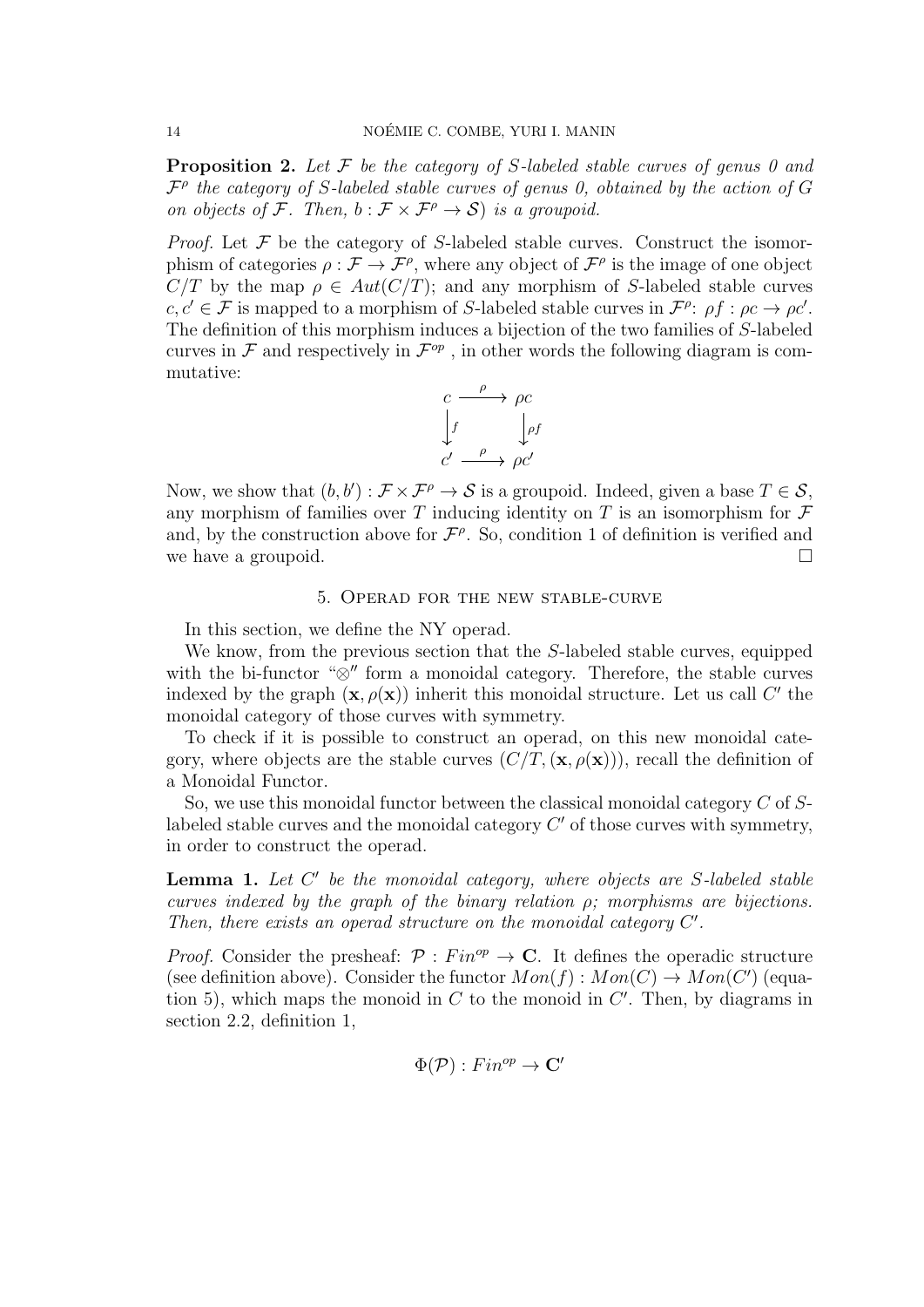**Proposition 2.** *Let $\mathcal{F}$ be the category of $S$-labeled stable curves of genus 0 and $\mathcal{F}^\rho$ the category of $S$-labeled stable curves of genus 0, obtained by the action of $G$ on objects of $\mathcal{F}$. Then, $b : \mathcal{F} \times \mathcal{F}^\rho \to \mathcal{S})$ is a groupoid.*

*Proof.* Let $\mathcal{F}$ be the category of $S$-labeled stable curves. Construct the isomorphism of categories $\rho : \mathcal{F} \to \mathcal{F}^\rho$, where any object of $\mathcal{F}^\rho$ is the image of one object $C/T$ by the map $\rho \in Aut(C/T)$; and any morphism of $S$-labeled stable curves $c, c' \in \mathcal{F}$ is mapped to a morphism of $S$-labeled stable curves in $\mathcal{F}^\rho$: $\rho f : \rho c \to \rho c'$. The definition of this morphism induces a bijection of the two families of $S$-labeled curves in $\mathcal{F}$ and respectively in $\mathcal{F}^{op}$ , in other words the following diagram is commutative:

$$\begin{array}{ccc} c & \xrightarrow{\rho} & \rho c \\ \downarrow f & & \downarrow \rho f \\ c' & \xrightarrow{\rho} & \rho c' \end{array}$$

Now, we show that $(b, b') : \mathcal{F} \times \mathcal{F}^\rho \to \mathcal{S}$ is a groupoid. Indeed, given a base $T \in \mathcal{S}$, any morphism of families over $T$ inducing identity on $T$ is an isomorphism for $\mathcal{F}$ and, by the construction above for $\mathcal{F}^\rho$. So, condition 1 of definition is verified and we have a groupoid. $\square$

## 5. Operad for the new stable-curve

In this section, we define the NY operad.

We know, from the previous section that the $S$-labeled stable curves, equipped with the bi-functor "$\otimes$" form a monoidal category. Therefore, the stable curves indexed by the graph $(\mathbf{x}, \rho(\mathbf{x}))$ inherit this monoidal structure. Let us call $C'$ the monoidal category of those curves with symmetry.

To check if it is possible to construct an operad, on this new monoidal category, where objects are the stable curves $(C/T, (\mathbf{x}, \rho(\mathbf{x})))$, recall the definition of a Monoidal Functor.

So, we use this monoidal functor between the classical monoidal category $C$ of $S$-labeled stable curves and the monoidal category $C'$ of those curves with symmetry, in order to construct the operad.

**Lemma 1.** *Let $C'$ be the monoidal category, where objects are $S$-labeled stable curves indexed by the graph of the binary relation $\rho$; morphisms are bijections. Then, there exists an operad structure on the monoidal category $C'$.*

*Proof.* Consider the presheaf: $\mathcal{P} : Fin^{op} \to \mathbf{C}$. It defines the operadic structure (see definition above). Consider the functor $Mon(f) : Mon(C) \to Mon(C')$ (equation 5), which maps the monoid in $C$ to the monoid in $C'$. Then, by diagrams in section 2.2, definition 1,

$$\Phi(\mathcal{P}) : Fin^{op} \to \mathbf{C}'$$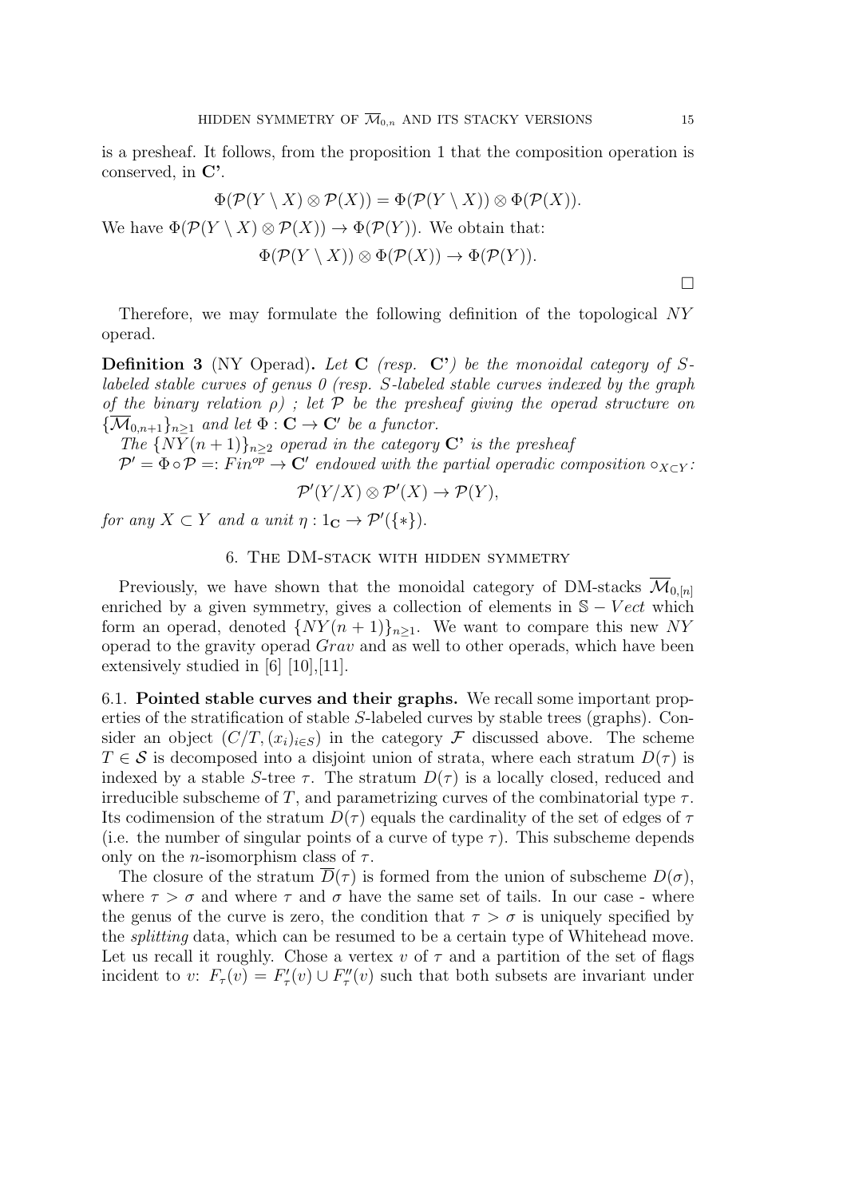is a presheaf. It follows, from the proposition 1 that the composition operation is conserved, in **C'**.

$$\Phi(\mathcal{P}(Y \setminus X) \otimes \mathcal{P}(X)) = \Phi(\mathcal{P}(Y \setminus X)) \otimes \Phi(\mathcal{P}(X)).$$

We have $\Phi(\mathcal{P}(Y \setminus X) \otimes \mathcal{P}(X)) \to \Phi(\mathcal{P}(Y))$. We obtain that:

$$\Phi(\mathcal{P}(Y \setminus X)) \otimes \Phi(\mathcal{P}(X)) \to \Phi(\mathcal{P}(Y)).$$

□

Therefore, we may formulate the following definition of the topological $NY$ operad.

**Definition 3** (NY Operad)**.** *Let* **C** *(resp.* **C'***) be the monoidal category of $S$-labeled stable curves of genus 0 (resp. $S$-labeled stable curves indexed by the graph of the binary relation $\rho$) ; let $\mathcal{P}$ be the presheaf giving the operad structure on $\{\overline{\mathcal{M}}_{0,n+1}\}_{n\geq 1}$ and let $\Phi : \mathbf{C} \to \mathbf{C}'$ be a functor.*

*The $\{NY(n+1)\}_{n\geq 2}$ operad in the category* **C'** *is the presheaf*
*$\mathcal{P}' = \Phi \circ \mathcal{P} =: Fin^{op} \to \mathbf{C}'$ endowed with the partial operadic composition $\circ_{X\subset Y}$:*

$$\mathcal{P}'(Y/X) \otimes \mathcal{P}'(X) \to \mathcal{P}(Y),$$

*for any $X \subset Y$ and a unit $\eta : 1_{\mathbf{C}} \to \mathcal{P}'(\{*\})$.*

## 6. The DM-stack with hidden symmetry

Previously, we have shown that the monoidal category of DM-stacks $\overline{\mathcal{M}}_{0,[n]}$ enriched by a given symmetry, gives a collection of elements in $\mathbb{S} - Vect$ which form an operad, denoted $\{NY(n+1)\}_{n\geq 1}$. We want to compare this new $NY$ operad to the gravity operad $Grav$ and as well to other operads, which have been extensively studied in [6] [10],[11].

### 6.1. Pointed stable curves and their graphs.

We recall some important properties of the stratification of stable $S$-labeled curves by stable trees (graphs). Consider an object $(C/T, (x_i)_{i\in S})$ in the category $\mathcal{F}$ discussed above. The scheme $T \in \mathcal{S}$ is decomposed into a disjoint union of strata, where each stratum $D(\tau)$ is indexed by a stable $S$-tree $\tau$. The stratum $D(\tau)$ is a locally closed, reduced and irreducible subscheme of $T$, and parametrizing curves of the combinatorial type $\tau$. Its codimension of the stratum $D(\tau)$ equals the cardinality of the set of edges of $\tau$ (i.e. the number of singular points of a curve of type $\tau$). This subscheme depends only on the $n$-isomorphism class of $\tau$.

The closure of the stratum $\overline{D}(\tau)$ is formed from the union of subscheme $D(\sigma)$, where $\tau > \sigma$ and where $\tau$ and $\sigma$ have the same set of tails. In our case - where the genus of the curve is zero, the condition that $\tau > \sigma$ is uniquely specified by the *splitting* data, which can be resumed to be a certain type of Whitehead move. Let us recall it roughly. Chose a vertex $v$ of $\tau$ and a partition of the set of flags incident to $v$: $F_\tau(v) = F'_\tau(v) \cup F''_\tau(v)$ such that both subsets are invariant under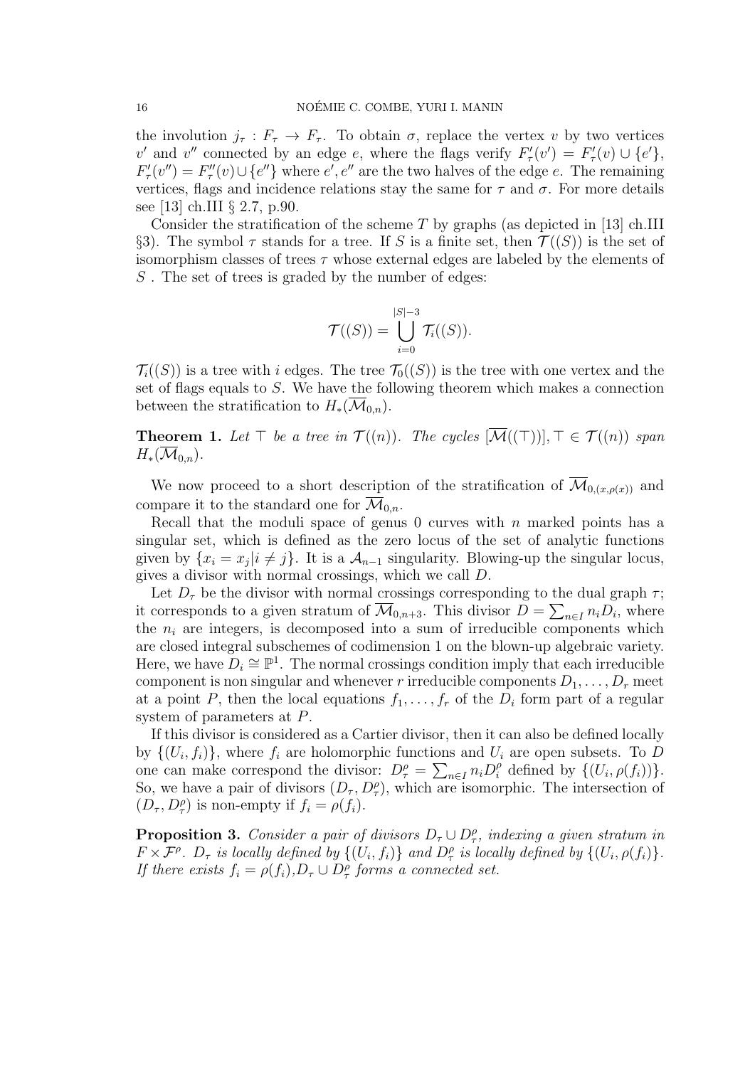the involution $j_\tau : F_\tau \to F_\tau$. To obtain $\sigma$, replace the vertex $v$ by two vertices $v'$ and $v''$ connected by an edge $e$, where the flags verify $F'_\tau(v') = F'_\tau(v) \cup \{e'\}$, $F'_\tau(v'') = F''_\tau(v) \cup \{e''\}$ where $e', e''$ are the two halves of the edge $e$. The remaining vertices, flags and incidence relations stay the same for $\tau$ and $\sigma$. For more details see [13] ch.III § 2.7, p.90.

Consider the stratification of the scheme $T$ by graphs (as depicted in [13] ch.III §3). The symbol $\tau$ stands for a tree. If $S$ is a finite set, then $\mathcal{T}((S))$ is the set of isomorphism classes of trees $\tau$ whose external edges are labeled by the elements of $S$ . The set of trees is graded by the number of edges:

$$\mathcal{T}((S)) = \bigcup_{i=0}^{|S|-3} \mathcal{T}_i((S)).$$

$\mathcal{T}_i((S))$ is a tree with $i$ edges. The tree $\mathcal{T}_0((S))$ is the tree with one vertex and the set of flags equals to $S$. We have the following theorem which makes a connection between the stratification to $H_*(\overline{\mathcal{M}}_{0,n})$.

**Theorem 1.** *Let $\top$ be a tree in $\mathcal{T}((n))$. The cycles $[\overline{\mathcal{M}}((\top))], \top \in \mathcal{T}((n))$ span $H_*(\overline{\mathcal{M}}_{0,n})$.*

We now proceed to a short description of the stratification of $\overline{\mathcal{M}}_{0,(x,\rho(x))}$ and compare it to the standard one for $\overline{\mathcal{M}}_{0,n}$.

Recall that the moduli space of genus 0 curves with $n$ marked points has a singular set, which is defined as the zero locus of the set of analytic functions given by $\{x_i = x_j | i \neq j\}$. It is a $\mathcal{A}_{n-1}$ singularity. Blowing-up the singular locus, gives a divisor with normal crossings, which we call $D$.

Let $D_\tau$ be the divisor with normal crossings corresponding to the dual graph $\tau$; it corresponds to a given stratum of $\overline{\mathcal{M}}_{0,n+3}$. This divisor $D = \sum_{n \in I} n_i D_i$, where the $n_i$ are integers, is decomposed into a sum of irreducible components which are closed integral subschemes of codimension 1 on the blown-up algebraic variety. Here, we have $D_i \cong \mathbb{P}^1$. The normal crossings condition imply that each irreducible component is non singular and whenever $r$ irreducible components $D_1, \ldots, D_r$ meet at a point $P$, then the local equations $f_1, \ldots, f_r$ of the $D_i$ form part of a regular system of parameters at $P$.

If this divisor is considered as a Cartier divisor, then it can also be defined locally by $\{(U_i, f_i)\}$, where $f_i$ are holomorphic functions and $U_i$ are open subsets. To $D$ one can make correspond the divisor: $D^\rho_\tau = \sum_{n \in I} n_i D^\rho_i$ defined by $\{(U_i, \rho(f_i))\}$. So, we have a pair of divisors $(D_\tau, D^\rho_\tau)$, which are isomorphic. The intersection of $(D_\tau, D^\rho_\tau)$ is non-empty if $f_i = \rho(f_i)$.

**Proposition 3.** *Consider a pair of divisors $D_\tau \cup D^\rho_\tau$, indexing a given stratum in $F \times \mathcal{F}^\rho$. $D_\tau$ is locally defined by $\{(U_i, f_i)\}$ and $D^\rho_\tau$ is locally defined by $\{(U_i, \rho(f_i)\}$. If there exists $f_i = \rho(f_i)$,$D_\tau \cup D^\rho_\tau$ forms a connected set.*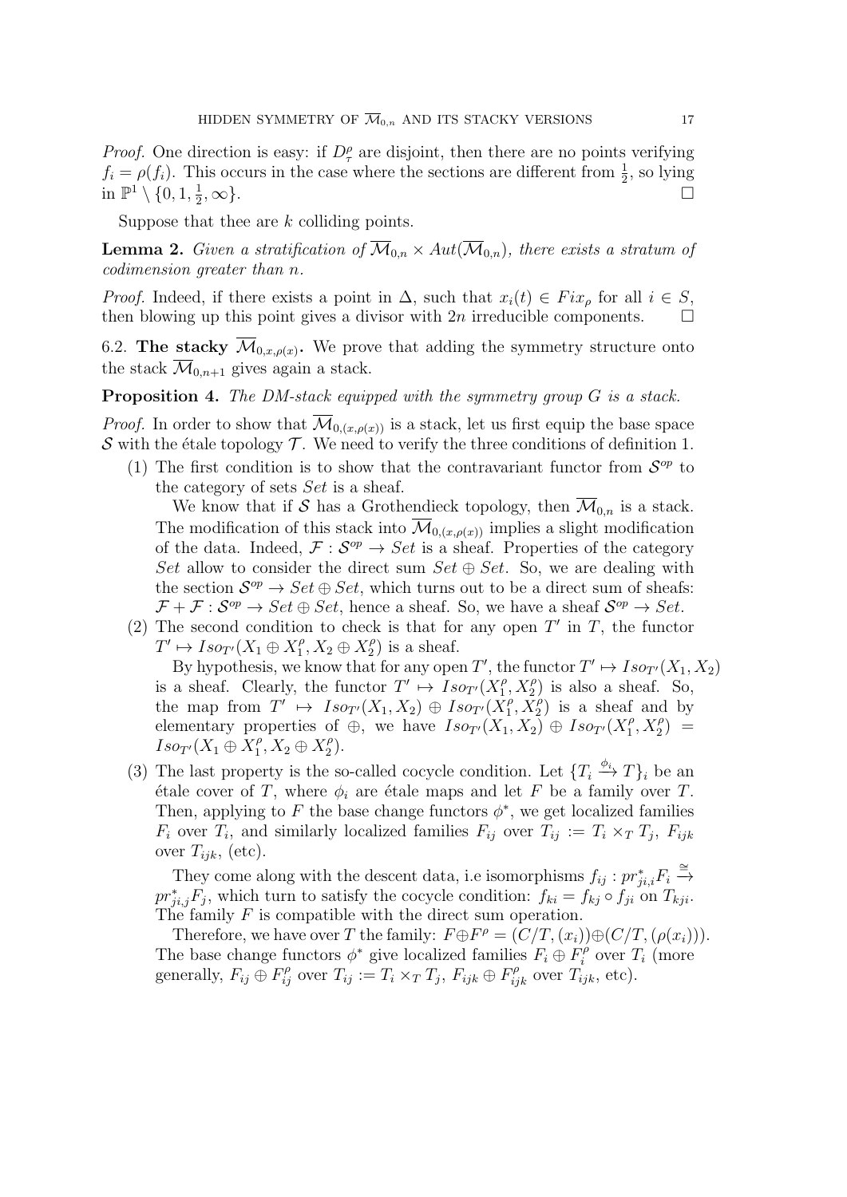*Proof.* One direction is easy: if $D^\rho_\tau$ are disjoint, then there are no points verifying $f_i = \rho(f_i)$. This occurs in the case where the sections are different from $\frac{1}{2}$, so lying in $\mathbb{P}^1 \setminus \{0, 1, \frac{1}{2}, \infty\}$. □

Suppose that thee are $k$ colliding points.

**Lemma 2.** *Given a stratification of $\overline{\mathcal{M}}_{0,n} \times Aut(\overline{\mathcal{M}}_{0,n})$, there exists a stratum of codimension greater than $n$.*

*Proof.* Indeed, if there exists a point in $\Delta$, such that $x_i(t) \in Fix_\rho$ for all $i \in S$, then blowing up this point gives a divisor with $2n$ irreducible components. □

6.2. **The stacky $\overline{\mathcal{M}}_{0,x,\rho(x)}$.** We prove that adding the symmetry structure onto the stack $\overline{\mathcal{M}}_{0,n+1}$ gives again a stack.

**Proposition 4.** *The DM-stack equipped with the symmetry group $G$ is a stack.*

*Proof.* In order to show that $\overline{\mathcal{M}}_{0,(x,\rho(x))}$ is a stack, let us first equip the base space $\mathcal{S}$ with the étale topology $\mathcal{T}$. We need to verify the three conditions of definition 1.

(1) The first condition is to show that the contravariant functor from $\mathcal{S}^{op}$ to the category of sets $Set$ is a sheaf.

We know that if $\mathcal{S}$ has a Grothendieck topology, then $\overline{\mathcal{M}}_{0,n}$ is a stack. The modification of this stack into $\overline{\mathcal{M}}_{0,(x,\rho(x))}$ implies a slight modification of the data. Indeed, $\mathcal{F} : \mathcal{S}^{op} \to Set$ is a sheaf. Properties of the category $Set$ allow to consider the direct sum $Set \oplus Set$. So, we are dealing with the section $\mathcal{S}^{op} \to Set \oplus Set$, which turns out to be a direct sum of sheafs: $\mathcal{F} + \mathcal{F} : \mathcal{S}^{op} \to Set \oplus Set$, hence a sheaf. So, we have a sheaf $\mathcal{S}^{op} \to Set$.

(2) The second condition to check is that for any open $T'$ in $T$, the functor $T' \mapsto Iso_{T'}(X_1 \oplus X_1^\rho, X_2 \oplus X_2^\rho)$ is a sheaf.

By hypothesis, we know that for any open $T'$, the functor $T' \mapsto Iso_{T'}(X_1, X_2)$ is a sheaf. Clearly, the functor $T' \mapsto Iso_{T'}(X_1^\rho, X_2^\rho)$ is also a sheaf. So, the map from $T' \mapsto Iso_{T'}(X_1, X_2) \oplus Iso_{T'}(X_1^\rho, X_2^\rho)$ is a sheaf and by elementary properties of $\oplus$, we have $Iso_{T'}(X_1, X_2) \oplus Iso_{T'}(X_1^\rho, X_2^\rho) = Iso_{T'}(X_1 \oplus X_1^\rho, X_2 \oplus X_2^\rho)$.

(3) The last property is the so-called cocycle condition. Let $\{T_i \xrightarrow{\phi_i} T\}_i$ be an étale cover of $T$, where $\phi_i$ are étale maps and let $F$ be a family over $T$. Then, applying to $F$ the base change functors $\phi^*$, we get localized families $F_i$ over $T_i$, and similarly localized families $F_{ij}$ over $T_{ij} := T_i \times_T T_j$, $F_{ijk}$ over $T_{ijk}$, (etc).

They come along with the descent data, i.e isomorphisms $f_{ij} : pr^*_{ji,i} F_i \xrightarrow{\cong} pr^*_{ji,j} F_j$, which turn to satisfy the cocycle condition: $f_{ki} = f_{kj} \circ f_{ji}$ on $T_{kji}$. The family $F$ is compatible with the direct sum operation.

Therefore, we have over $T$ the family: $F \oplus F^\rho = (C/T, (x_i)) \oplus (C/T, (\rho(x_i)))$. The base change functors $\phi^*$ give localized families $F_i \oplus F_i^\rho$ over $T_i$ (more generally, $F_{ij} \oplus F_{ij}^\rho$ over $T_{ij} := T_i \times_T T_j$, $F_{ijk} \oplus F_{ijk}^\rho$ over $T_{ijk}$, etc).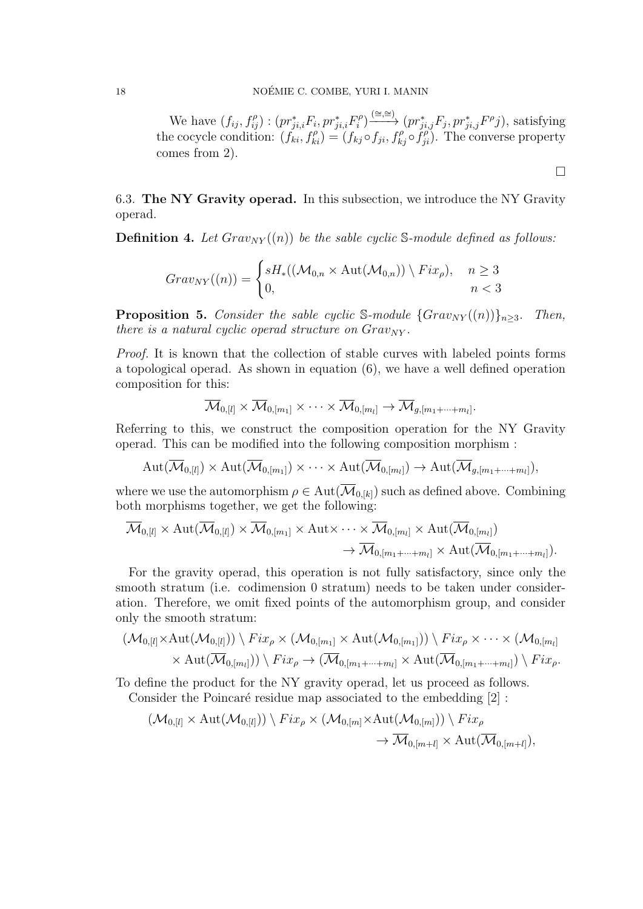We have $(f_{ij}, f^{\rho}_{ij}) : (pr^*_{ji,i}F_i, pr^*_{ji,i}F^{\rho}_i) \xrightarrow{(\cong,\cong)} (pr^*_{ji,j}F_j, pr^*_{ji,j}F^{\rho}j)$, satisfying the cocycle condition: $(f_{ki}, f^{\rho}_{ki}) = (f_{kj} \circ f_{ji}, f^{\rho}_{kj} \circ f^{\rho}_{ji})$. The converse property comes from 2).

□

6.3. **The NY Gravity operad.** In this subsection, we introduce the NY Gravity operad.

**Definition 4.** *Let $Grav_{NY}((n))$ be the sable cyclic $\mathbb{S}$-module defined as follows:*

$$Grav_{NY}((n)) = \begin{cases} sH_*((\mathcal{M}_{0,n} \times \mathrm{Aut}(\mathcal{M}_{0,n})) \setminus Fix_{\rho}), & n \geq 3 \\ 0, & n < 3 \end{cases}$$

**Proposition 5.** *Consider the sable cyclic $\mathbb{S}$-module $\{Grav_{NY}((n))\}_{n\geq 3}$. Then, there is a natural cyclic operad structure on $Grav_{NY}$.*

*Proof.* It is known that the collection of stable curves with labeled points forms a topological operad. As shown in equation (6), we have a well defined operation composition for this:

$$\overline{\mathcal{M}}_{0,[l]} \times \overline{\mathcal{M}}_{0,[m_1]} \times \cdots \times \overline{\mathcal{M}}_{0,[m_l]} \to \overline{\mathcal{M}}_{g,[m_1+\cdots+m_l]}.$$

Referring to this, we construct the composition operation for the NY Gravity operad. This can be modified into the following composition morphism :

$$\mathrm{Aut}(\overline{\mathcal{M}}_{0,[l]}) \times \mathrm{Aut}(\overline{\mathcal{M}}_{0,[m_1]}) \times \cdots \times \mathrm{Aut}(\overline{\mathcal{M}}_{0,[m_l]}) \to \mathrm{Aut}(\overline{\mathcal{M}}_{g,[m_1+\cdots+m_l]}),$$

where we use the automorphism $\rho \in \mathrm{Aut}(\overline{\mathcal{M}}_{0,[k]})$ such as defined above. Combining both morphisms together, we get the following:

$$\overline{\mathcal{M}}_{0,[l]} \times \mathrm{Aut}(\overline{\mathcal{M}}_{0,[l]}) \times \overline{\mathcal{M}}_{0,[m_1]} \times \mathrm{Aut} \times \cdots \times \overline{\mathcal{M}}_{0,[m_l]} \times \mathrm{Aut}(\overline{\mathcal{M}}_{0,[m_l]}) \\ \to \overline{\mathcal{M}}_{0,[m_1+\cdots+m_l]} \times \mathrm{Aut}(\overline{\mathcal{M}}_{0,[m_1+\cdots+m_l]}).$$

For the gravity operad, this operation is not fully satisfactory, since only the smooth stratum (i.e. codimension 0 stratum) needs to be taken under consideration. Therefore, we omit fixed points of the automorphism group, and consider only the smooth stratum:

$$(\mathcal{M}_{0,[l]} \times \mathrm{Aut}(\mathcal{M}_{0,[l]})) \setminus Fix_{\rho} \times (\mathcal{M}_{0,[m_1]} \times \mathrm{Aut}(\mathcal{M}_{0,[m_1]})) \setminus Fix_{\rho} \times \cdots \times (\mathcal{M}_{0,[m_l]} \\ \times \mathrm{Aut}(\overline{\mathcal{M}}_{0,[m_l]})) \setminus Fix_{\rho} \to (\overline{\mathcal{M}}_{0,[m_1+\cdots+m_l]} \times \mathrm{Aut}(\overline{\mathcal{M}}_{0,[m_1+\cdots+m_l]}) \setminus Fix_{\rho}.$$

To define the product for the NY gravity operad, let us proceed as follows.

Consider the Poincaré residue map associated to the embedding [2] :

$$(\mathcal{M}_{0,[l]} \times \mathrm{Aut}(\mathcal{M}_{0,[l]})) \setminus Fix_{\rho} \times (\mathcal{M}_{0,[m]} \times \mathrm{Aut}(\mathcal{M}_{0,[m]})) \setminus Fix_{\rho} \\ \to \overline{\mathcal{M}}_{0,[m+l]} \times \mathrm{Aut}(\overline{\mathcal{M}}_{0,[m+l]}),$$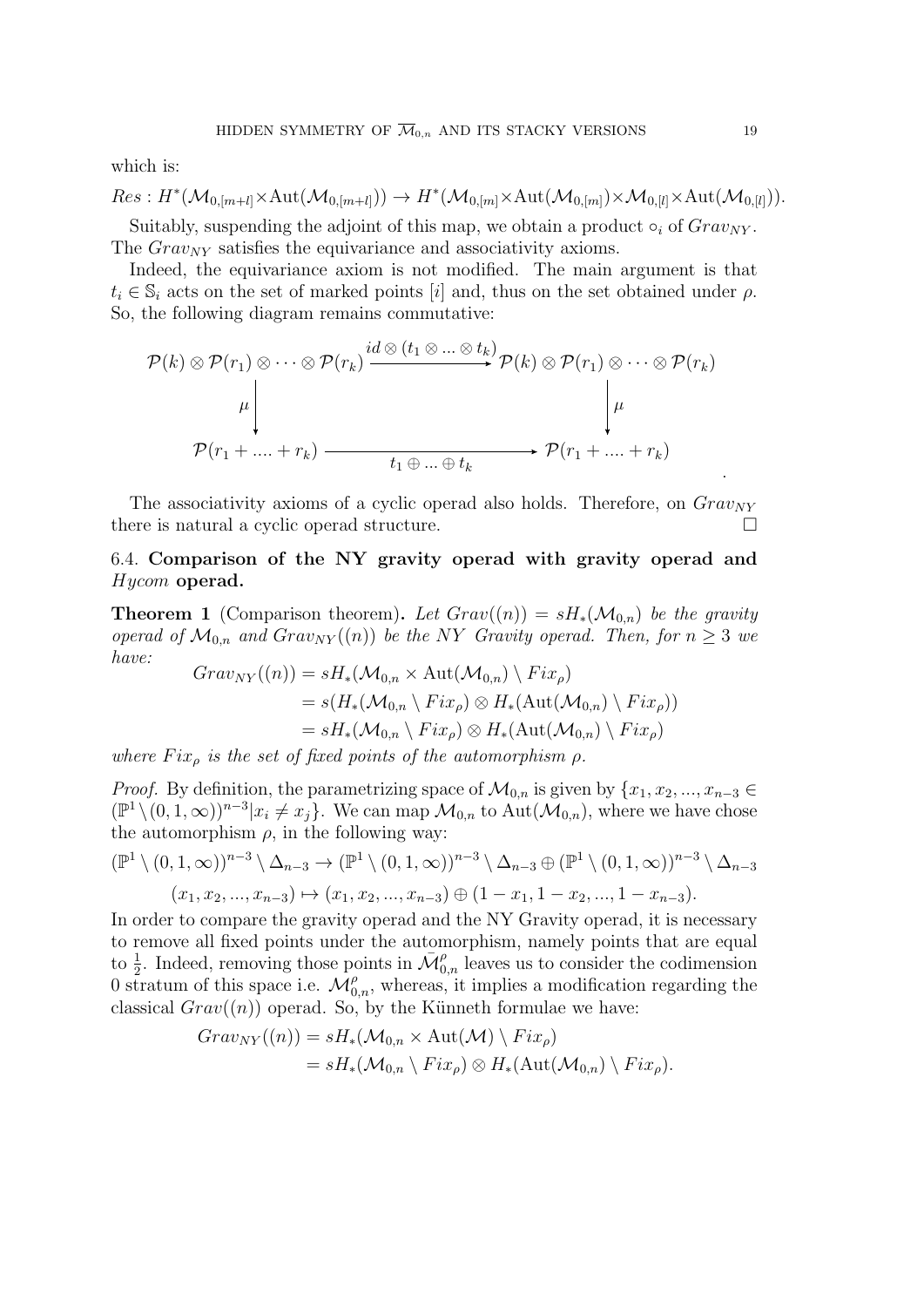which is:

$$Res : H^*(\mathcal{M}_{0,[m+l]}\times \mathrm{Aut}(\mathcal{M}_{0,[m+l]})) \to H^*(\mathcal{M}_{0,[m]}\times \mathrm{Aut}(\mathcal{M}_{0,[m]})\times \mathcal{M}_{0,[l]}\times \mathrm{Aut}(\mathcal{M}_{0,[l]})).$$

Suitably, suspending the adjoint of this map, we obtain a product $\circ_i$ of $Grav_{NY}$. The $Grav_{NY}$ satisfies the equivariance and associativity axioms.

Indeed, the equivariance axiom is not modified. The main argument is that $t_i \in \mathbb{S}_i$ acts on the set of marked points $[i]$ and, thus on the set obtained under $\rho$. So, the following diagram remains commutative:

$$\begin{array}{ccc}
\mathcal{P}(k)\otimes\mathcal{P}(r_1)\otimes\cdots\otimes\mathcal{P}(r_k) & \xrightarrow{id\,\otimes\,(t_1\otimes\ldots\otimes t_k)} & \mathcal{P}(k)\otimes\mathcal{P}(r_1)\otimes\cdots\otimes\mathcal{P}(r_k)\\
\downarrow \mu & & \downarrow \mu\\
\mathcal{P}(r_1+\ldots+r_k) & \xrightarrow[t_1\oplus\ldots\oplus t_k]{} & \mathcal{P}(r_1+\ldots+r_k)
\end{array}.$$

The associativity axioms of a cyclic operad also holds. Therefore, on $Grav_{NY}$ there is natural a cyclic operad structure. □

### 6.4. Comparison of the NY gravity operad with gravity operad and *Hycom* operad.

**Theorem 1** (Comparison theorem)**.** *Let $Grav((n)) = sH_*(\mathcal{M}_{0,n})$ be the gravity operad of $\mathcal{M}_{0,n}$ and $Grav_{NY}((n))$ be the NY Gravity operad. Then, for $n \geq 3$ we have:*

$$\begin{aligned}
Grav_{NY}((n)) &= sH_*(\mathcal{M}_{0,n}\times \mathrm{Aut}(\mathcal{M}_{0,n})\setminus Fix_\rho)\\
&= s(H_*(\mathcal{M}_{0,n}\setminus Fix_\rho)\otimes H_*(\mathrm{Aut}(\mathcal{M}_{0,n})\setminus Fix_\rho))\\
&= sH_*(\mathcal{M}_{0,n}\setminus Fix_\rho)\otimes H_*(\mathrm{Aut}(\mathcal{M}_{0,n})\setminus Fix_\rho)
\end{aligned}$$

*where $Fix_\rho$ is the set of fixed points of the automorphism $\rho$.*

*Proof.* By definition, the parametrizing space of $\mathcal{M}_{0,n}$ is given by $\{x_1, x_2, ..., x_{n-3} \in (\mathbb{P}^1\setminus(0,1,\infty))^{n-3} | x_i \neq x_j\}$. We can map $\mathcal{M}_{0,n}$ to $\mathrm{Aut}(\mathcal{M}_{0,n})$, where we have chose the automorphism $\rho$, in the following way:

$$(\mathbb{P}^1\setminus(0,1,\infty))^{n-3}\setminus\Delta_{n-3} \to (\mathbb{P}^1\setminus(0,1,\infty))^{n-3}\setminus\Delta_{n-3}\oplus(\mathbb{P}^1\setminus(0,1,\infty))^{n-3}\setminus\Delta_{n-3}$$

$$(x_1, x_2, ..., x_{n-3}) \mapsto (x_1, x_2, ..., x_{n-3}) \oplus (1-x_1, 1-x_2, ..., 1-x_{n-3}).$$

In order to compare the gravity operad and the NY Gravity operad, it is necessary to remove all fixed points under the automorphism, namely points that are equal to $\frac{1}{2}$. Indeed, removing those points in $\bar{\mathcal{M}}^{\rho}_{0,n}$ leaves us to consider the codimension 0 stratum of this space i.e. $\mathcal{M}^{\rho}_{0,n}$, whereas, it implies a modification regarding the classical $Grav((n))$ operad. So, by the Künneth formulae we have:

$$\begin{aligned}
Grav_{NY}((n)) &= sH_*(\mathcal{M}_{0,n}\times \mathrm{Aut}(\mathcal{M})\setminus Fix_\rho)\\
&= sH_*(\mathcal{M}_{0,n}\setminus Fix_\rho)\otimes H_*(\mathrm{Aut}(\mathcal{M}_{0,n})\setminus Fix_\rho).
\end{aligned}$$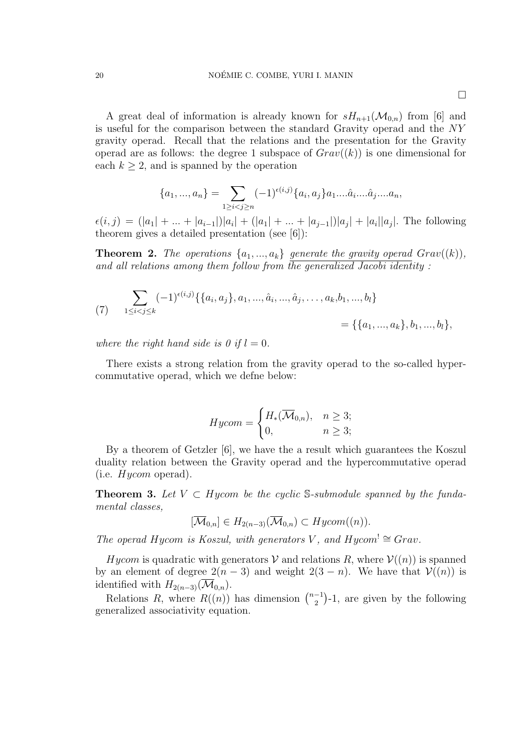□

A great deal of information is already known for $sH_{n+1}(\mathcal{M}_{0,n})$ from [6] and is useful for the comparison between the standard Gravity operad and the $NY$ gravity operad. Recall that the relations and the presentation for the Gravity operad are as follows: the degree 1 subspace of $Grav((k))$ is one dimensional for each $k \geq 2$, and is spanned by the operation

$$\{a_1, ..., a_n\} = \sum_{1 \geq i < j \geq n} (-1)^{\epsilon(i,j)} \{a_i, a_j\} a_1 .... \hat{a}_i .... \hat{a}_j .... a_n,$$

$\epsilon(i,j) = (|a_1| + ... + |a_{i-1}|)|a_i| + (|a_1| + ... + |a_{j-1}|)|a_j| + |a_i||a_j|$. The following theorem gives a detailed presentation (see [6]):

**Theorem 2.** *The operations $\{a_1, ..., a_k\}$ generate the gravity operad $Grav((k))$, and all relations among them follow from the generalized Jacobi identity :*

$$\sum_{1 \leq i < j \leq k} (-1)^{\epsilon(i,j)} \{\{a_i, a_j\}, a_1, ..., \hat{a}_i, ..., \hat{a}_j, \dots, a_k, b_1, ..., b_l\} \tag{7}$$
$$= \{\{a_1, ..., a_k\}, b_1, ..., b_l\},$$

*where the right hand side is 0 if $l = 0$.*

There exists a strong relation from the gravity operad to the so-called hypercommutative operad, which we defne below:

$$Hycom = \begin{cases} H_*(\overline{\mathcal{M}}_{0,n}), & n \geq 3; \\ 0, & n \geq 3; \end{cases}$$

By a theorem of Getzler [6], we have the a result which guarantees the Koszul duality relation between the Gravity operad and the hypercommutative operad (i.e. $Hycom$ operad).

**Theorem 3.** *Let $V \subset Hycom$ be the cyclic $\mathbb{S}$-submodule spanned by the fundamental classes,*

$$[\overline{\mathcal{M}}_{0,n}] \in H_{2(n-3)}(\overline{\mathcal{M}}_{0,n}) \subset Hycom((n)).$$

*The operad $Hycom$ is Koszul, with generators $V$, and $Hycom^! \cong Grav$.*

$Hycom$ is quadratic with generators $\mathcal{V}$ and relations $R$, where $\mathcal{V}((n))$ is spanned by an element of degree $2(n-3)$ and weight $2(3-n)$. We have that $\mathcal{V}((n))$ is identified with $H_{2(n-3)}(\overline{\mathcal{M}}_{0,n})$.

Relations $R$, where $R((n))$ has dimension $\binom{n-1}{2}$-1, are given by the following generalized associativity equation.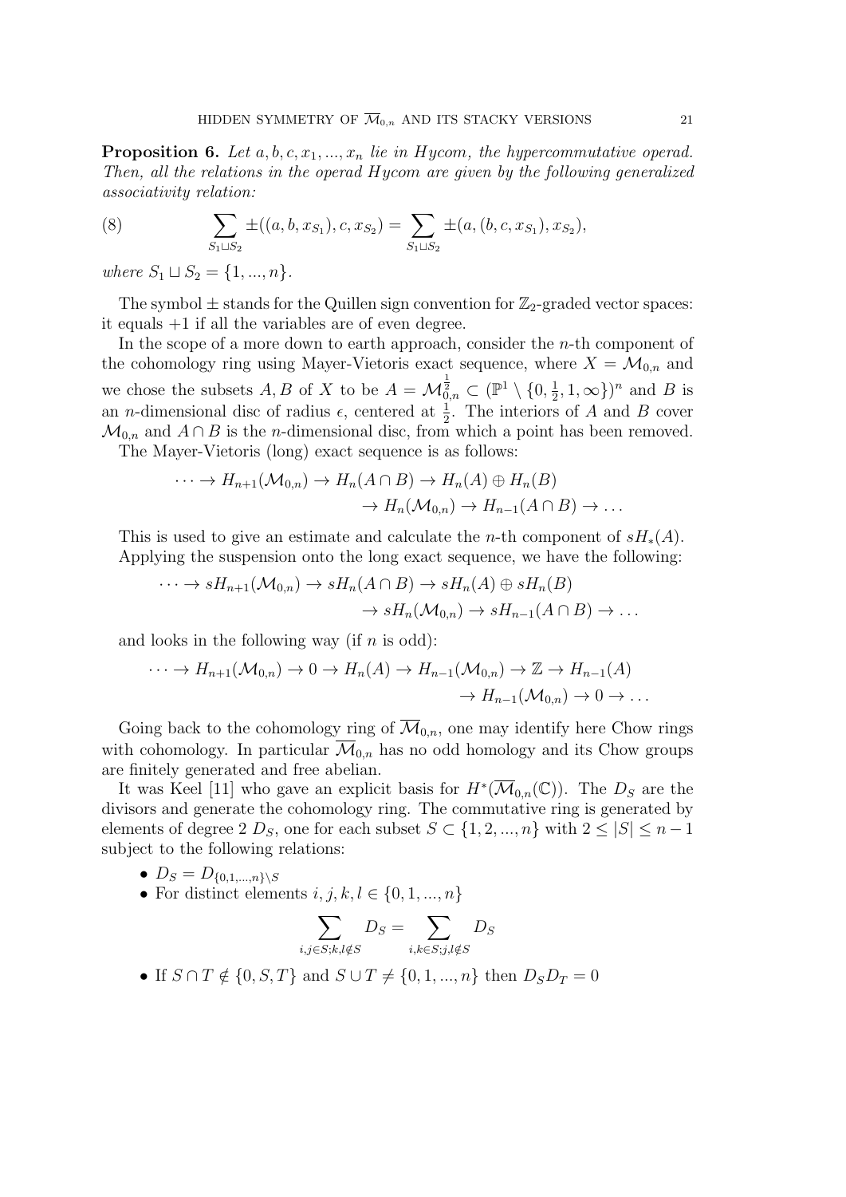**Proposition 6.** *Let $a, b, c, x_1, ..., x_n$ lie in Hycom, the hypercommutative operad. Then, all the relations in the operad Hycom are given by the following generalized associativity relation:*

$$\sum_{S_1 \sqcup S_2} \pm((a, b, x_{S_1}), c, x_{S_2}) = \sum_{S_1 \sqcup S_2} \pm(a, (b, c, x_{S_1}), x_{S_2}), \tag{8}$$

*where $S_1 \sqcup S_2 = \{1, ..., n\}$.*

The symbol $\pm$ stands for the Quillen sign convention for $\mathbb{Z}_2$-graded vector spaces: it equals $+1$ if all the variables are of even degree.

In the scope of a more down to earth approach, consider the $n$-th component of the cohomology ring using Mayer-Vietoris exact sequence, where $X = \mathcal{M}_{0,n}$ and we chose the subsets $A, B$ of $X$ to be $A = \mathcal{M}_{0,n}^{\frac{1}{2}} \subset (\mathbb{P}^1 \setminus \{0, \frac{1}{2}, 1, \infty\})^n$ and $B$ is an $n$-dimensional disc of radius $\epsilon$, centered at $\frac{1}{2}$. The interiors of $A$ and $B$ cover $\mathcal{M}_{0,n}$ and $A \cap B$ is the $n$-dimensional disc, from which a point has been removed.

The Mayer-Vietoris (long) exact sequence is as follows:

$$\cdots \to H_{n+1}(\mathcal{M}_{0,n}) \to H_n(A \cap B) \to H_n(A) \oplus H_n(B) \\ \to H_n(\mathcal{M}_{0,n}) \to H_{n-1}(A \cap B) \to \ldots$$

This is used to give an estimate and calculate the $n$-th component of $sH_*(A)$. Applying the suspension onto the long exact sequence, we have the following:

$$\cdots \to sH_{n+1}(\mathcal{M}_{0,n}) \to sH_n(A \cap B) \to sH_n(A) \oplus sH_n(B) \\ \to sH_n(\mathcal{M}_{0,n}) \to sH_{n-1}(A \cap B) \to \ldots$$

and looks in the following way (if $n$ is odd):

$$\cdots \to H_{n+1}(\mathcal{M}_{0,n}) \to 0 \to H_n(A) \to H_{n-1}(\mathcal{M}_{0,n}) \to \mathbb{Z} \to H_{n-1}(A) \\ \to H_{n-1}(\mathcal{M}_{0,n}) \to 0 \to \ldots$$

Going back to the cohomology ring of $\overline{\mathcal{M}}_{0,n}$, one may identify here Chow rings with cohomology. In particular $\overline{\mathcal{M}}_{0,n}$ has no odd homology and its Chow groups are finitely generated and free abelian.

It was Keel [11] who gave an explicit basis for $H^*(\overline{\mathcal{M}}_{0,n}(\mathbb{C}))$. The $D_S$ are the divisors and generate the cohomology ring. The commutative ring is generated by elements of degree 2 $D_S$, one for each subset $S \subset \{1, 2, ..., n\}$ with $2 \leq |S| \leq n - 1$ subject to the following relations:

- $D_S = D_{\{0,1,...,n\} \setminus S}$
- For distinct elements $i, j, k, l \in \{0, 1, ..., n\}$

$$\sum_{i,j \in S; k,l \notin S} D_S = \sum_{i,k \in S; j,l \notin S} D_S$$

- If $S \cap T \notin \{0, S, T\}$ and $S \cup T \neq \{0, 1, ..., n\}$ then $D_S D_T = 0$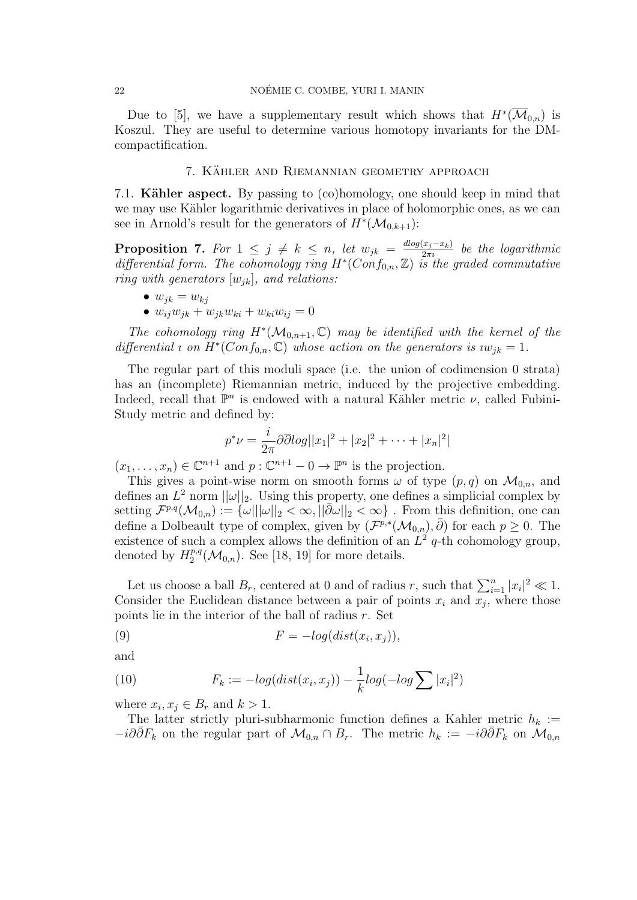Due to [5], we have a supplementary result which shows that $H^*(\overline{\mathcal{M}}_{0,n})$ is Koszul. They are useful to determine various homotopy invariants for the DM-compactification.

## 7. Kähler and Riemannian geometry approach

7.1. **Kähler aspect.** By passing to (co)homology, one should keep in mind that we may use Kähler logarithmic derivatives in place of holomorphic ones, as we can see in Arnold's result for the generators of $H^*(\mathcal{M}_{0,k+1})$:

**Proposition 7.** *For $1 \leq j \neq k \leq n$, let $w_{jk} = \frac{dlog(x_j - x_k)}{2\pi\imath}$ be the logarithmic differential form. The cohomology ring $H^*(Conf_{0,n}, \mathbb{Z})$ is the graded commutative ring with generators $[w_{jk}]$, and relations:*

- $w_{jk} = w_{kj}$
- $w_{ij}w_{jk} + w_{jk}w_{ki} + w_{ki}w_{ij} = 0$

*The cohomology ring $H^*(\mathcal{M}_{0,n+1}, \mathbb{C})$ may be identified with the kernel of the differential $\imath$ on $H^*(Conf_{0,n}, \mathbb{C})$ whose action on the generators is $\imath w_{jk} = 1$.*

The regular part of this moduli space (i.e. the union of codimension 0 strata) has an (incomplete) Riemannian metric, induced by the projective embedding. Indeed, recall that $\mathbb{P}^n$ is endowed with a natural Kähler metric $\nu$, called Fubini-Study metric and defined by:

$$p^*\nu = \frac{i}{2\pi}\partial\overline{\partial}log||x_1|^2 + |x_2|^2 + \cdots + |x_n|^2|$$

$(x_1, \ldots, x_n) \in \mathbb{C}^{n+1}$ and $p : \mathbb{C}^{n+1} - 0 \to \mathbb{P}^n$ is the projection.

This gives a point-wise norm on smooth forms $\omega$ of type $(p,q)$ on $\mathcal{M}_{0,n}$, and defines an $L^2$ norm $||\omega||_2$. Using this property, one defines a simplicial complex by setting $\mathcal{F}^{p,q}(\mathcal{M}_{0,n}) := \{\omega| ||\omega||_2 < \infty, ||\bar{\partial}\omega||_2 < \infty\}$ . From this definition, one can define a Dolbeault type of complex, given by $(\mathcal{F}^{p,*}(\mathcal{M}_{0,n}), \bar{\partial})$ for each $p \geq 0$. The existence of such a complex allows the definition of an $L^2$ $q$-th cohomology group, denoted by $H_2^{p,q}(\mathcal{M}_{0,n})$. See [18, 19] for more details.

Let us choose a ball $B_r$, centered at 0 and of radius $r$, such that $\sum_{i=1}^n |x_i|^2 \ll 1$. Consider the Euclidean distance between a pair of points $x_i$ and $x_j$, where those points lie in the interior of the ball of radius $r$. Set

$$F = -log(dist(x_i, x_j)), \tag{9}$$

and

$$F_k := -log(dist(x_i, x_j)) - \frac{1}{k}log(-log \sum |x_i|^2) \tag{10}$$

where $x_i, x_j \in B_r$ and $k > 1$.

The latter strictly pluri-subharmonic function defines a Kahler metric $h_k := -i\partial\bar{\partial}F_k$ on the regular part of $\mathcal{M}_{0,n} \cap B_r$. The metric $h_k := -i\partial\bar{\partial}F_k$ on $\mathcal{M}_{0,n}$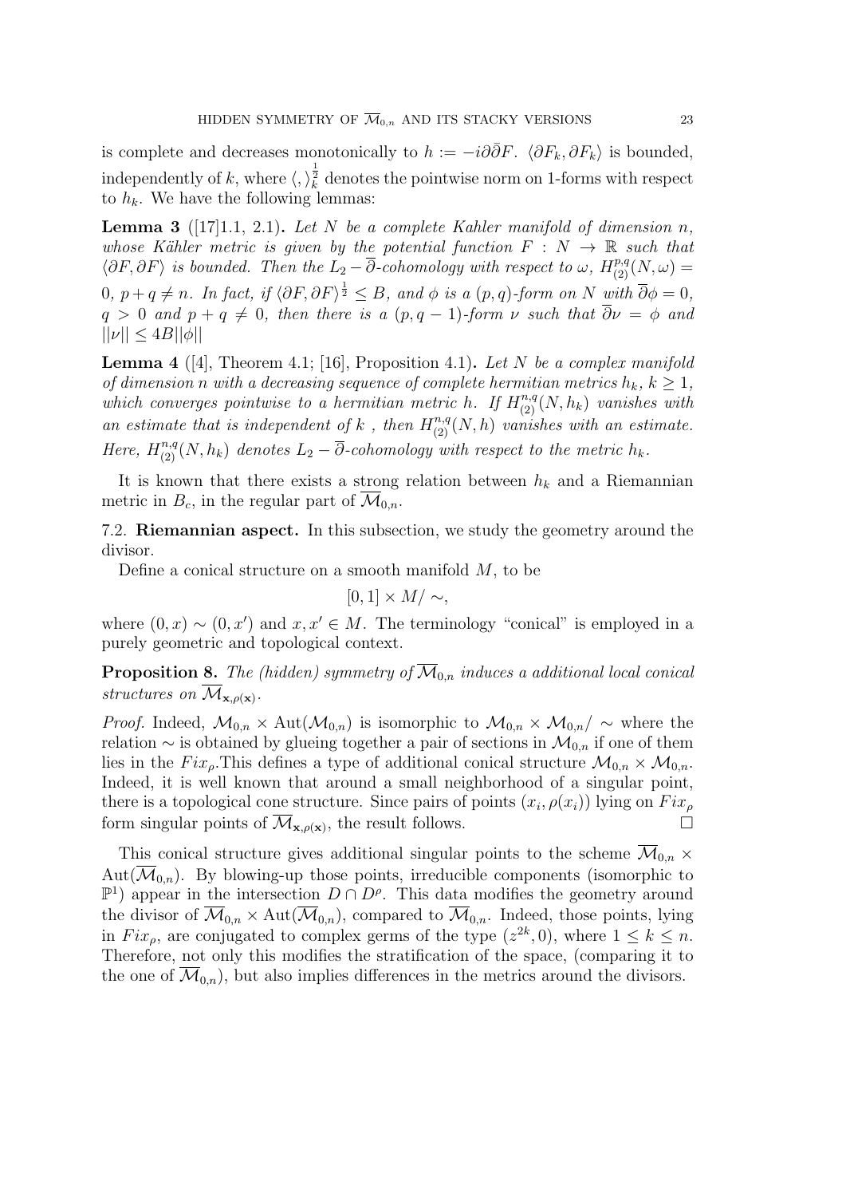is complete and decreases monotonically to $h := -i\partial\bar{\partial}F$. $\langle \partial F_k, \partial F_k \rangle$ is bounded, independently of $k$, where $\langle , \rangle_k^{\frac{1}{2}}$ denotes the pointwise norm on 1-forms with respect to $h_k$. We have the following lemmas:

**Lemma 3** ([17]1.1, 2.1)**.** *Let $N$ be a complete Kahler manifold of dimension $n$, whose Kähler metric is given by the potential function $F : N \to \mathbb{R}$ such that $\langle \partial F, \partial F \rangle$ is bounded. Then the $L_2 - \overline{\partial}$-cohomology with respect to $\omega$, $H^{p,q}_{(2)}(N, \omega) = 0$, $p + q \neq n$. In fact, if $\langle \partial F, \partial F \rangle^{\frac{1}{2}} \leq B$, and $\phi$ is a $(p, q)$-form on $N$ with $\overline{\partial}\phi = 0$, $q > 0$ and $p + q \neq 0$, then there is a $(p, q-1)$-form $\nu$ such that $\overline{\partial}\nu = \phi$ and $||\nu|| \leq 4B||\phi||$*

**Lemma 4** ([4], Theorem 4.1; [16], Proposition 4.1)**.** *Let $N$ be a complex manifold of dimension $n$ with a decreasing sequence of complete hermitian metrics $h_k$, $k \geq 1$, which converges pointwise to a hermitian metric $h$. If $H^{n,q}_{(2)}(N, h_k)$ vanishes with an estimate that is independent of $k$ , then $H^{n,q}_{(2)}(N, h)$ vanishes with an estimate. Here, $H^{n,q}_{(2)}(N, h_k)$ denotes $L_2 - \overline{\partial}$-cohomology with respect to the metric $h_k$.*

It is known that there exists a strong relation between $h_k$ and a Riemannian metric in $B_c$, in the regular part of $\overline{\mathcal{M}}_{0,n}$.

## 7.2. Riemannian aspect.

In this subsection, we study the geometry around the divisor.

Define a conical structure on a smooth manifold $M$, to be

$$[0, 1] \times M/\sim,$$

where $(0, x) \sim (0, x')$ and $x, x' \in M$. The terminology "conical" is employed in a purely geometric and topological context.

**Proposition 8.** *The (hidden) symmetry of $\overline{\mathcal{M}}_{0,n}$ induces a additional local conical structures on $\overline{\mathcal{M}}_{\mathbf{x},\rho(\mathbf{x})}$.*

*Proof.* Indeed, $\mathcal{M}_{0,n} \times \mathrm{Aut}(\mathcal{M}_{0,n})$ is isomorphic to $\mathcal{M}_{0,n} \times \mathcal{M}_{0,n}/\sim$ where the relation $\sim$ is obtained by glueing together a pair of sections in $\mathcal{M}_{0,n}$ if one of them lies in the $Fix_\rho$.This defines a type of additional conical structure $\mathcal{M}_{0,n} \times \mathcal{M}_{0,n}$. Indeed, it is well known that around a small neighborhood of a singular point, there is a topological cone structure. Since pairs of points $(x_i, \rho(x_i))$ lying on $Fix_\rho$ form singular points of $\overline{\mathcal{M}}_{\mathbf{x},\rho(\mathbf{x})}$, the result follows. $\square$

This conical structure gives additional singular points to the scheme $\overline{\mathcal{M}}_{0,n} \times \mathrm{Aut}(\overline{\mathcal{M}}_{0,n})$. By blowing-up those points, irreducible components (isomorphic to $\mathbb{P}^1$) appear in the intersection $D \cap D^\rho$. This data modifies the geometry around the divisor of $\overline{\mathcal{M}}_{0,n} \times \mathrm{Aut}(\overline{\mathcal{M}}_{0,n})$, compared to $\overline{\mathcal{M}}_{0,n}$. Indeed, those points, lying in $Fix_\rho$, are conjugated to complex germs of the type $(z^{2k}, 0)$, where $1 \leq k \leq n$. Therefore, not only this modifies the stratification of the space, (comparing it to the one of $\overline{\mathcal{M}}_{0,n}$), but also implies differences in the metrics around the divisors.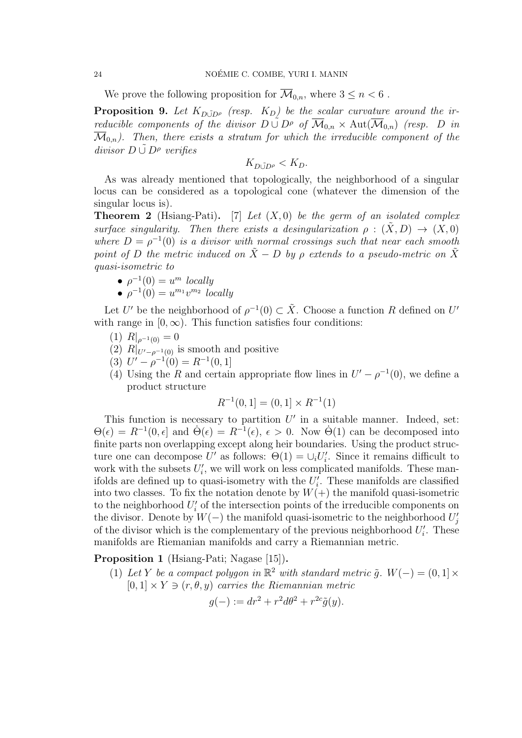We prove the following proposition for $\overline{\mathcal{M}}_{0,n}$, where $3 \leq n < 6$ .

**Proposition 9.** *Let $K_{D\tilde{\cup}D^\rho}$ (resp. $K_D$) be the scalar curvature around the irreducible components of the divisor $D \tilde{\cup} D^\rho$ of $\overline{\mathcal{M}}_{0,n} \times \mathrm{Aut}(\overline{\mathcal{M}}_{0,n})$ (resp. $D$ in $\overline{\mathcal{M}}_{0,n}$). Then, there exists a stratum for which the irreducible component of the divisor $D \tilde{\cup} D^\rho$ verifies*

$$K_{D\tilde{\cup}D^\rho} < K_D.$$

As was already mentioned that topologically, the neighborhood of a singular locus can be considered as a topological cone (whatever the dimension of the singular locus is).

**Theorem 2** (Hsiang-Pati)**.** [7] *Let $(X, 0)$ be the germ of an isolated complex surface singularity. Then there exists a desingularization $\rho : (\tilde{X}, D) \to (X, 0)$ where $D = \rho^{-1}(0)$ is a divisor with normal crossings such that near each smooth point of $D$ the metric induced on $\tilde{X} - D$ by $\rho$ extends to a pseudo-metric on $\tilde{X}$ quasi-isometric to*

- *$\rho^{-1}(0) = u^m$ locally*
- *$\rho^{-1}(0) = u^{m_1}v^{m_2}$ locally*

Let $U'$ be the neighborhood of $\rho^{-1}(0) \subset \tilde{X}$. Choose a function $R$ defined on $U'$ with range in $[0, \infty)$. This function satisfies four conditions:

(1) $R|_{\rho^{-1}(0)} = 0$
(2) $R|_{U'-\rho^{-1}(0)}$ is smooth and positive
(3) $U' - \rho^{-1}(0) = R^{-1}(0, 1]$
(4) Using the $R$ and certain appropriate flow lines in $U' - \rho^{-1}(0)$, we define a product structure
$$R^{-1}(0, 1] = (0, 1] \times R^{-1}(1)$$

This function is necessary to partition $U'$ in a suitable manner. Indeed, set: $\Theta(\epsilon) = R^{-1}(0, \epsilon]$ and $\dot{\Theta}(\epsilon) = R^{-1}(\epsilon)$, $\epsilon > 0$. Now $\dot{\Theta}(1)$ can be decomposed into finite parts non overlapping except along heir boundaries. Using the product structure one can decompose $U'$ as follows: $\Theta(1) = \cup_i U'_i$. Since it remains difficult to work with the subsets $U'_i$, we will work on less complicated manifolds. These manifolds are defined up to quasi-isometry with the $U'_i$. These manifolds are classified into two classes. To fix the notation denote by $W(+)$ the manifold quasi-isometric to the neighborhood $U'_i$ of the intersection points of the irreducible components on the divisor. Denote by $W(-)$ the manifold quasi-isometric to the neighborhood $U'_j$ of the divisor which is the complementary of the previous neighborhood $U'_i$. These manifolds are Riemanian manifolds and carry a Riemannian metric.

**Proposition 1** (Hsiang-Pati; Nagase [15])**.**

(1) *Let $Y$ be a compact polygon in $\mathbb{R}^2$ with standard metric $\tilde{g}$. $W(-) = (0, 1] \times [0, 1] \times Y \ni (r, \theta, y)$ carries the Riemannian metric*
$$g(-) := dr^2 + r^2 d\theta^2 + r^{2c}\tilde{g}(y).$$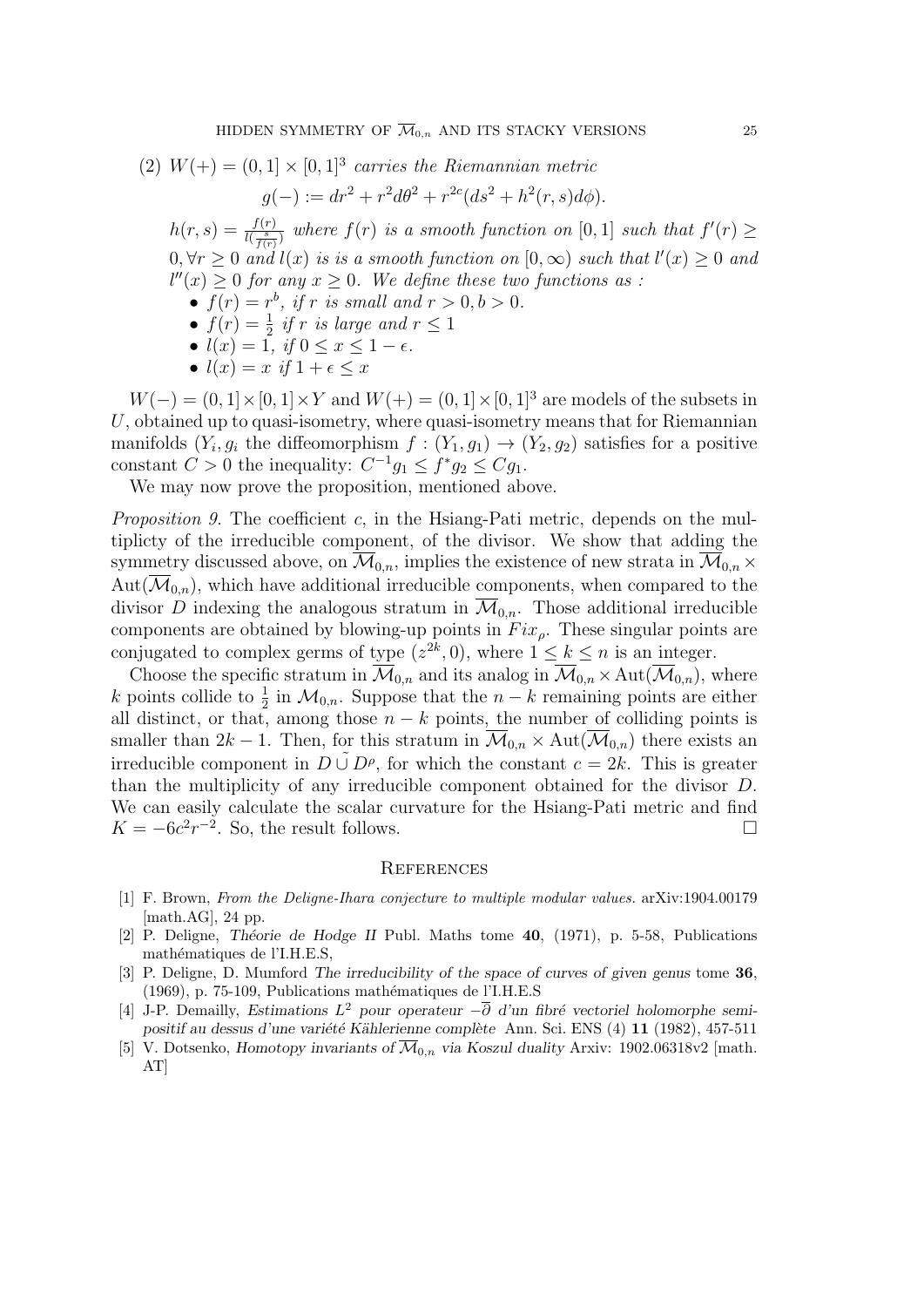(2) $W(+) = (0,1] \times [0,1]^3$ *carries the Riemannian metric*

$$g(-) := dr^2 + r^2 d\theta^2 + r^{2c}(ds^2 + h^2(r,s)d\phi).$$

$h(r,s) = \frac{f(r)}{l(\frac{s}{f(r)})}$ *where $f(r)$ is a smooth function on $[0,1]$ such that $f'(r) \geq 0, \forall r \geq 0$ and $l(x)$ is is a smooth function on $[0,\infty)$ such that $l'(x) \geq 0$ and $l''(x) \geq 0$ for any $x \geq 0$. We define these two functions as :*

- $f(r) = r^b$, *if $r$ is small and $r > 0, b > 0$.*
- $f(r) = \frac{1}{2}$ *if $r$ is large and $r \leq 1$*
- $l(x) = 1$, *if $0 \leq x \leq 1 - \epsilon$.*
- $l(x) = x$ *if $1 + \epsilon \leq x$*

$W(-) = (0,1] \times [0,1] \times Y$ and $W(+) = (0,1] \times [0,1]^3$ are models of the subsets in $U$, obtained up to quasi-isometry, where quasi-isometry means that for Riemannian manifolds $(Y_i, g_i$ the diffeomorphism $f : (Y_1, g_1) \to (Y_2, g_2)$ satisfies for a positive constant $C > 0$ the inequality: $C^{-1}g_1 \leq f^*g_2 \leq Cg_1$.

We may now prove the proposition, mentioned above.

*Proposition 9.* The coefficient $c$, in the Hsiang-Pati metric, depends on the multiplicty of the irreducible component, of the divisor. We show that adding the symmetry discussed above, on $\overline{\mathcal{M}}_{0,n}$, implies the existence of new strata in $\overline{\mathcal{M}}_{0,n} \times \mathrm{Aut}(\overline{\mathcal{M}}_{0,n})$, which have additional irreducible components, when compared to the divisor $D$ indexing the analogous stratum in $\overline{\mathcal{M}}_{0,n}$. Those additional irreducible components are obtained by blowing-up points in $Fix_\rho$. These singular points are conjugated to complex germs of type $(z^{2k}, 0)$, where $1 \leq k \leq n$ is an integer.

Choose the specific stratum in $\overline{\mathcal{M}}_{0,n}$ and its analog in $\overline{\mathcal{M}}_{0,n} \times \mathrm{Aut}(\overline{\mathcal{M}}_{0,n})$, where $k$ points collide to $\frac{1}{2}$ in $\mathcal{M}_{0,n}$. Suppose that the $n-k$ remaining points are either all distinct, or that, among those $n-k$ points, the number of colliding points is smaller than $2k-1$. Then, for this stratum in $\overline{\mathcal{M}}_{0,n} \times \mathrm{Aut}(\overline{\mathcal{M}}_{0,n})$ there exists an irreducible component in $D \tilde{\cup} D^\rho$, for which the constant $c = 2k$. This is greater than the multiplicity of any irreducible component obtained for the divisor $D$. We can easily calculate the scalar curvature for the Hsiang-Pati metric and find $K = -6c^2r^{-2}$. So, the result follows. □

## References

[1] F. Brown, *From the Deligne-Ihara conjecture to multiple modular values.* arXiv:1904.00179 [math.AG], 24 pp.

[2] P. Deligne, *Théorie de Hodge II* Publ. Maths tome **40**, (1971), p. 5-58, Publications mathématiques de l'I.H.E.S,

[3] P. Deligne, D. Mumford *The irreducibility of the space of curves of given genus* tome **36**, (1969), p. 75-109, Publications mathématiques de l'I.H.E.S

[4] J-P. Demailly, *Estimations $L^2$ pour operateur $-\overline{\partial}$ d'un fibré vectoriel holomorphe semi-positif au dessus d'une variété Kählerienne complète* Ann. Sci. ENS (4) **11** (1982), 457-511

[5] V. Dotsenko, *Homotopy invariants of $\overline{\mathcal{M}}_{0,n}$ via Koszul duality* Arxiv: 1902.06318v2 [math. AT]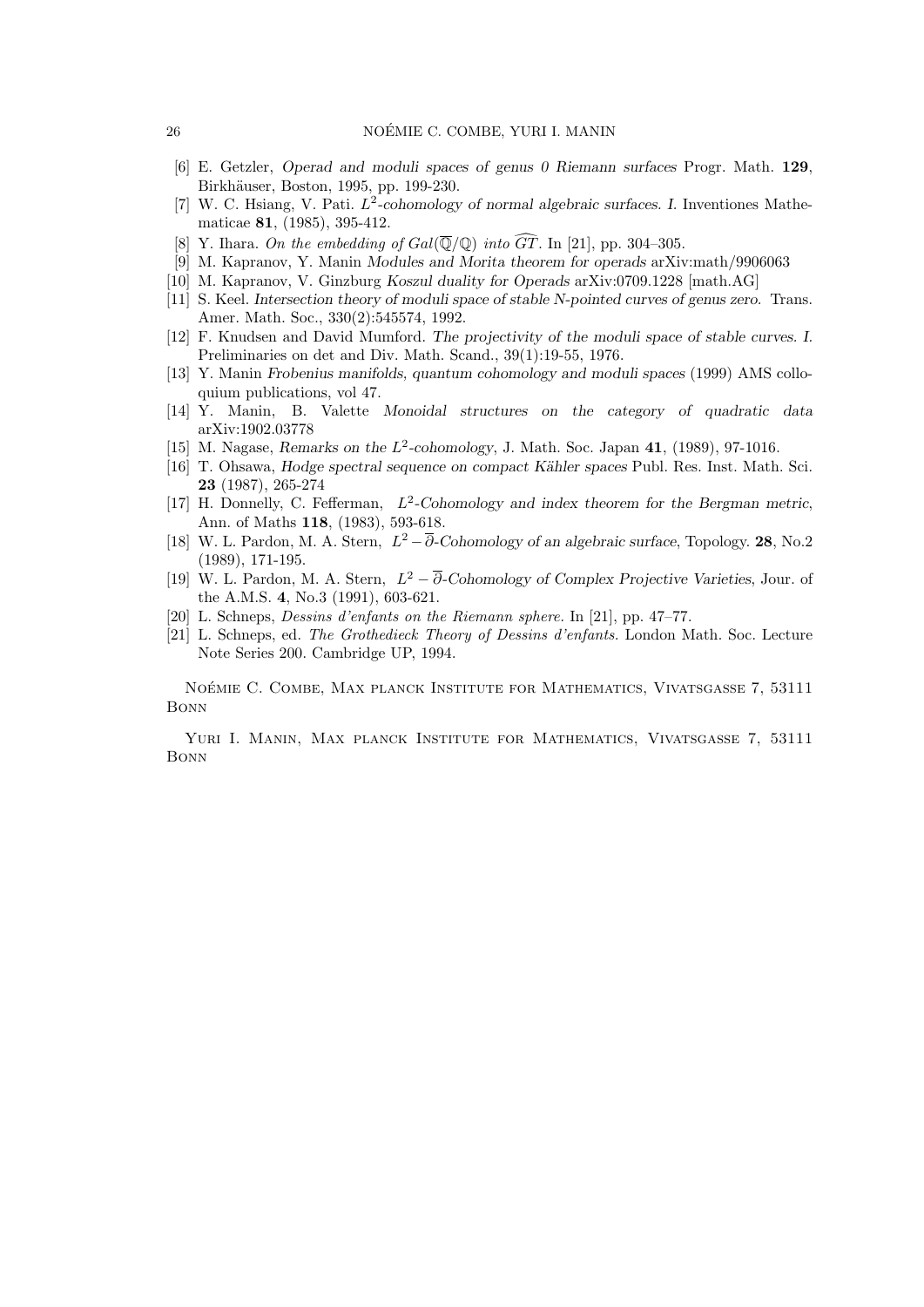[6] E. Getzler, *Operad and moduli spaces of genus 0 Riemann surfaces* Progr. Math. **129**, Birkhäuser, Boston, 1995, pp. 199-230.

[7] W. C. Hsiang, V. Pati. *$L^2$-cohomology of normal algebraic surfaces. I.* Inventiones Mathematicae **81**, (1985), 395-412.

[8] Y. Ihara. *On the embedding of $Gal(\overline{\mathbb{Q}}/\mathbb{Q})$ into $\widehat{GT}$.* In [21], pp. 304–305.

[9] M. Kapranov, Y. Manin *Modules and Morita theorem for operads* arXiv:math/9906063

[10] M. Kapranov, V. Ginzburg *Koszul duality for Operads* arXiv:0709.1228 [math.AG]

[11] S. Keel. *Intersection theory of moduli space of stable N-pointed curves of genus zero.* Trans. Amer. Math. Soc., 330(2):545574, 1992.

[12] F. Knudsen and David Mumford. *The projectivity of the moduli space of stable curves. I.* Preliminaries on det and Div. Math. Scand., 39(1):19-55, 1976.

[13] Y. Manin *Frobenius manifolds, quantum cohomology and moduli spaces* (1999) AMS colloquium publications, vol 47.

[14] Y. Manin, B. Valette *Monoidal structures on the category of quadratic data* arXiv:1902.03778

[15] M. Nagase, *Remarks on the $L^2$-cohomology*, J. Math. Soc. Japan **41**, (1989), 97-1016.

[16] T. Ohsawa, *Hodge spectral sequence on compact Kähler spaces* Publ. Res. Inst. Math. Sci. **23** (1987), 265-274

[17] H. Donnelly, C. Fefferman, *$L^2$-Cohomology and index theorem for the Bergman metric*, Ann. of Maths **118**, (1983), 593-618.

[18] W. L. Pardon, M. A. Stern, *$L^2-\overline{\partial}$-Cohomology of an algebraic surface*, Topology. **28**, No.2 (1989), 171-195.

[19] W. L. Pardon, M. A. Stern, *$L^2-\overline{\partial}$-Cohomology of Complex Projective Varieties*, Jour. of the A.M.S. **4**, No.3 (1991), 603-621.

[20] L. Schneps, *Dessins d'enfants on the Riemann sphere.* In [21], pp. 47–77.

[21] L. Schneps, ed. *The Grothedieck Theory of Dessins d'enfants.* London Math. Soc. Lecture Note Series 200. Cambridge UP, 1994.

Noémie C. Combe, Max planck Institute for Mathematics, Vivatsgasse 7, 53111 Bonn

Yuri I. Manin, Max planck Institute for Mathematics, Vivatsgasse 7, 53111 Bonn